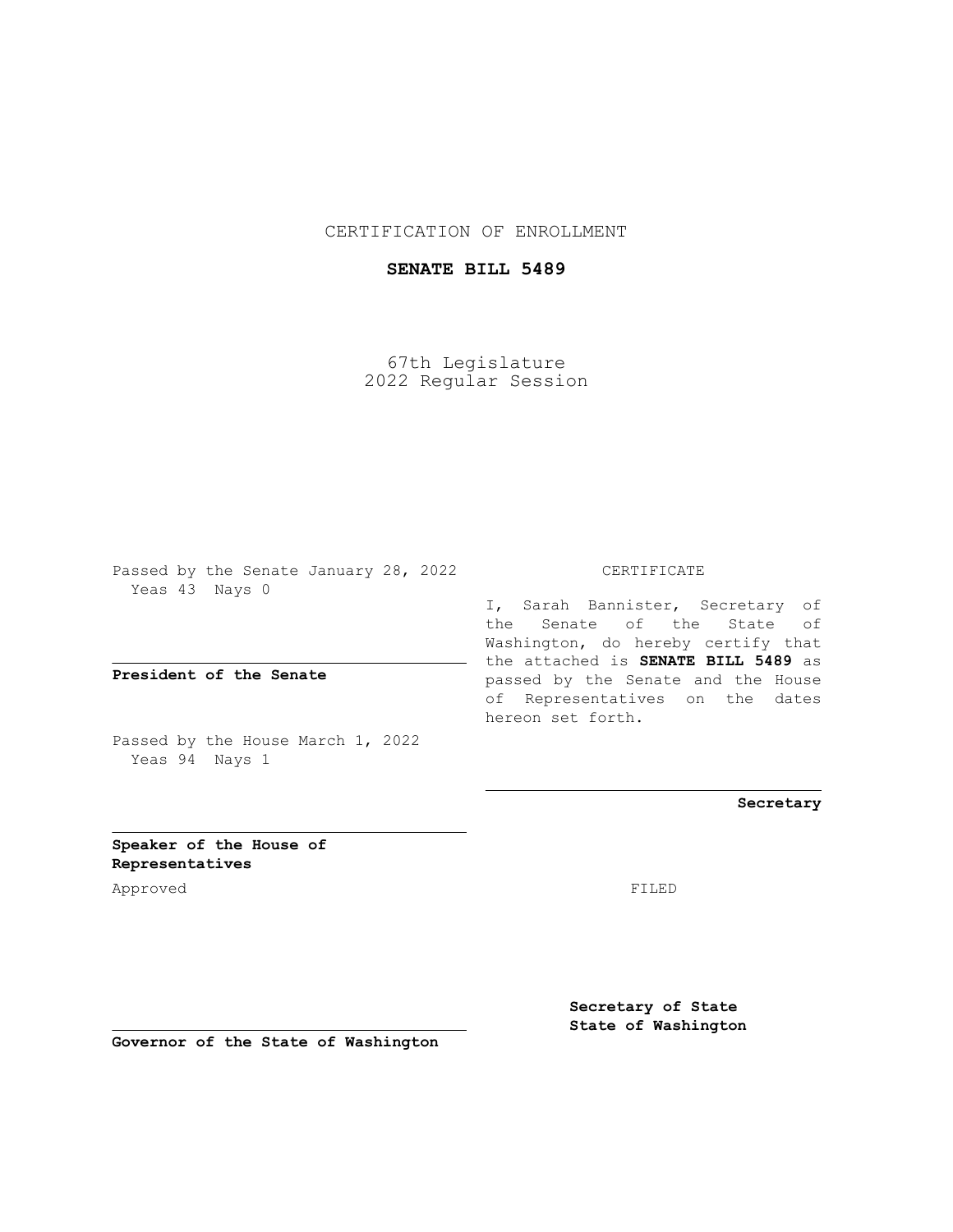CERTIFICATION OF ENROLLMENT

**SENATE BILL 5489**

67th Legislature
2022 Regular Session

Passed by the Senate January 28, 2022
Yeas 43 Nays 0

**President of the Senate**

Passed by the House March 1, 2022
Yeas 94 Nays 1

**Speaker of the House of Representatives**

Approved

**Governor of the State of Washington**

CERTIFICATE

I, Sarah Bannister, Secretary of the Senate of the State of Washington, do hereby certify that the attached is **SENATE BILL 5489** as passed by the Senate and the House of Representatives on the dates hereon set forth.

**Secretary**

FILED

**Secretary of State**
**State of Washington**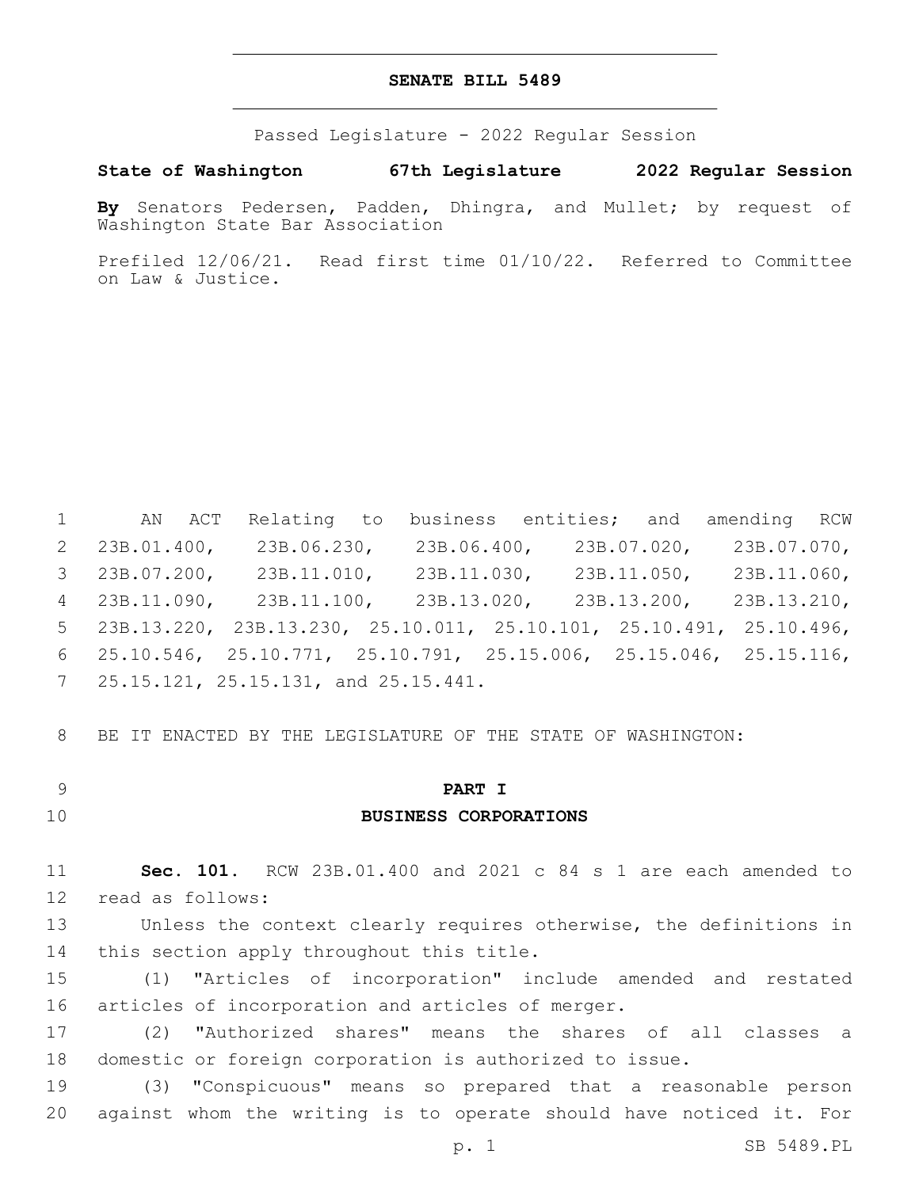# SENATE BILL 5489

Passed Legislature - 2022 Regular Session

**State of Washington 67th Legislature 2022 Regular Session**

**By** Senators Pedersen, Padden, Dhingra, and Mullet; by request of Washington State Bar Association

Prefiled 12/06/21. Read first time 01/10/22. Referred to Committee on Law & Justice.

AN ACT Relating to business entities; and amending RCW 23B.01.400, 23B.06.230, 23B.06.400, 23B.07.020, 23B.07.070, 23B.07.200, 23B.11.010, 23B.11.030, 23B.11.050, 23B.11.060, 23B.11.090, 23B.11.100, 23B.13.020, 23B.13.200, 23B.13.210, 23B.13.220, 23B.13.230, 25.10.011, 25.10.101, 25.10.491, 25.10.496, 25.10.546, 25.10.771, 25.10.791, 25.15.006, 25.15.046, 25.15.116, 25.15.121, 25.15.131, and 25.15.441.

BE IT ENACTED BY THE LEGISLATURE OF THE STATE OF WASHINGTON:

## PART I
## BUSINESS CORPORATIONS

**Sec. 101.** RCW 23B.01.400 and 2021 c 84 s 1 are each amended to read as follows:

Unless the context clearly requires otherwise, the definitions in this section apply throughout this title.

(1) "Articles of incorporation" include amended and restated articles of incorporation and articles of merger.

(2) "Authorized shares" means the shares of all classes a domestic or foreign corporation is authorized to issue.

(3) "Conspicuous" means so prepared that a reasonable person against whom the writing is to operate should have noticed it. For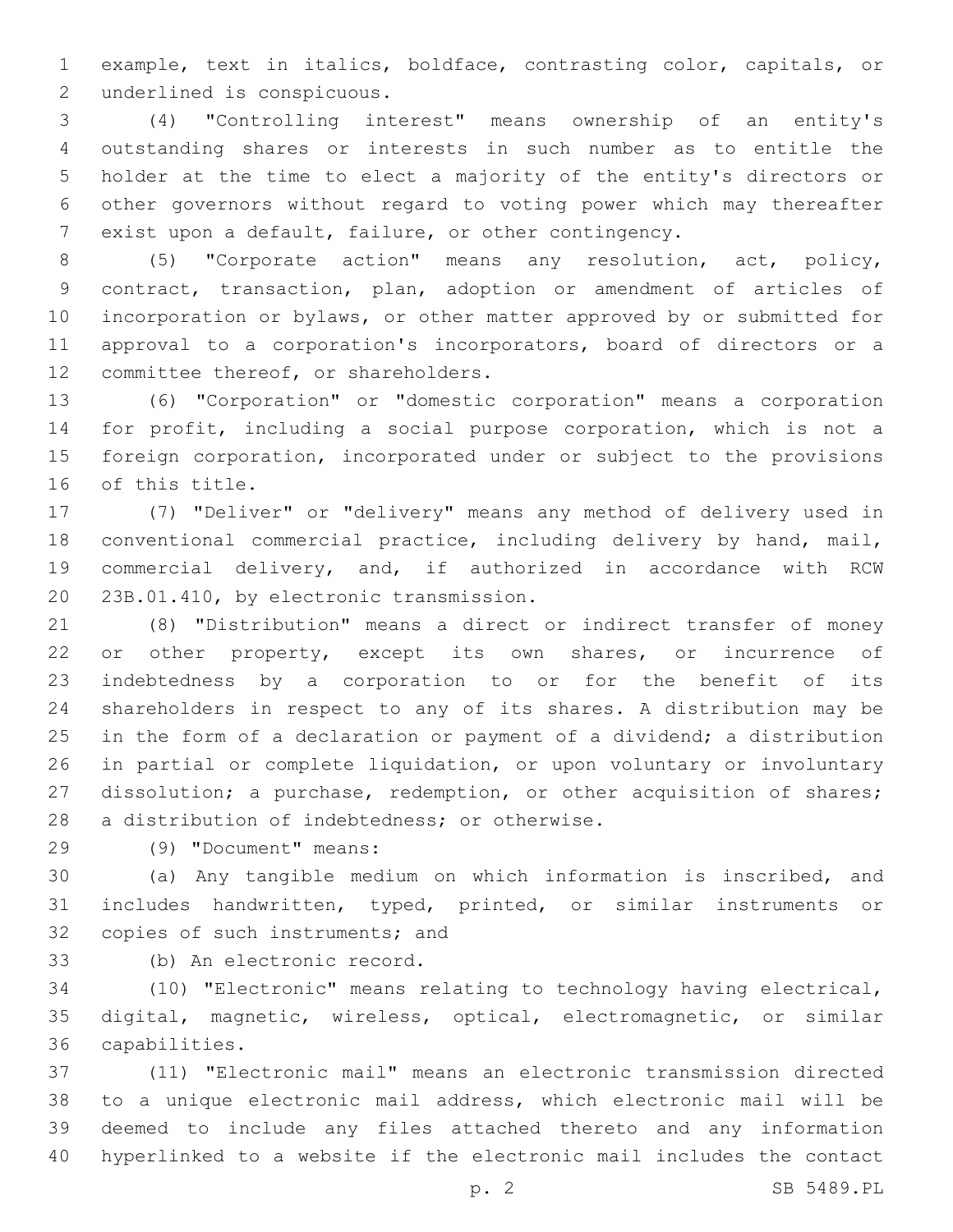example, text in italics, boldface, contrasting color, capitals, or underlined is conspicuous.

(4) "Controlling interest" means ownership of an entity's outstanding shares or interests in such number as to entitle the holder at the time to elect a majority of the entity's directors or other governors without regard to voting power which may thereafter exist upon a default, failure, or other contingency.

(5) "Corporate action" means any resolution, act, policy, contract, transaction, plan, adoption or amendment of articles of incorporation or bylaws, or other matter approved by or submitted for approval to a corporation's incorporators, board of directors or a committee thereof, or shareholders.

(6) "Corporation" or "domestic corporation" means a corporation for profit, including a social purpose corporation, which is not a foreign corporation, incorporated under or subject to the provisions of this title.

(7) "Deliver" or "delivery" means any method of delivery used in conventional commercial practice, including delivery by hand, mail, commercial delivery, and, if authorized in accordance with RCW 23B.01.410, by electronic transmission.

(8) "Distribution" means a direct or indirect transfer of money or other property, except its own shares, or incurrence of indebtedness by a corporation to or for the benefit of its shareholders in respect to any of its shares. A distribution may be in the form of a declaration or payment of a dividend; a distribution in partial or complete liquidation, or upon voluntary or involuntary dissolution; a purchase, redemption, or other acquisition of shares; a distribution of indebtedness; or otherwise.

(9) "Document" means:

(a) Any tangible medium on which information is inscribed, and includes handwritten, typed, printed, or similar instruments or copies of such instruments; and

(b) An electronic record.

(10) "Electronic" means relating to technology having electrical, digital, magnetic, wireless, optical, electromagnetic, or similar capabilities.

(11) "Electronic mail" means an electronic transmission directed to a unique electronic mail address, which electronic mail will be deemed to include any files attached thereto and any information hyperlinked to a website if the electronic mail includes the contact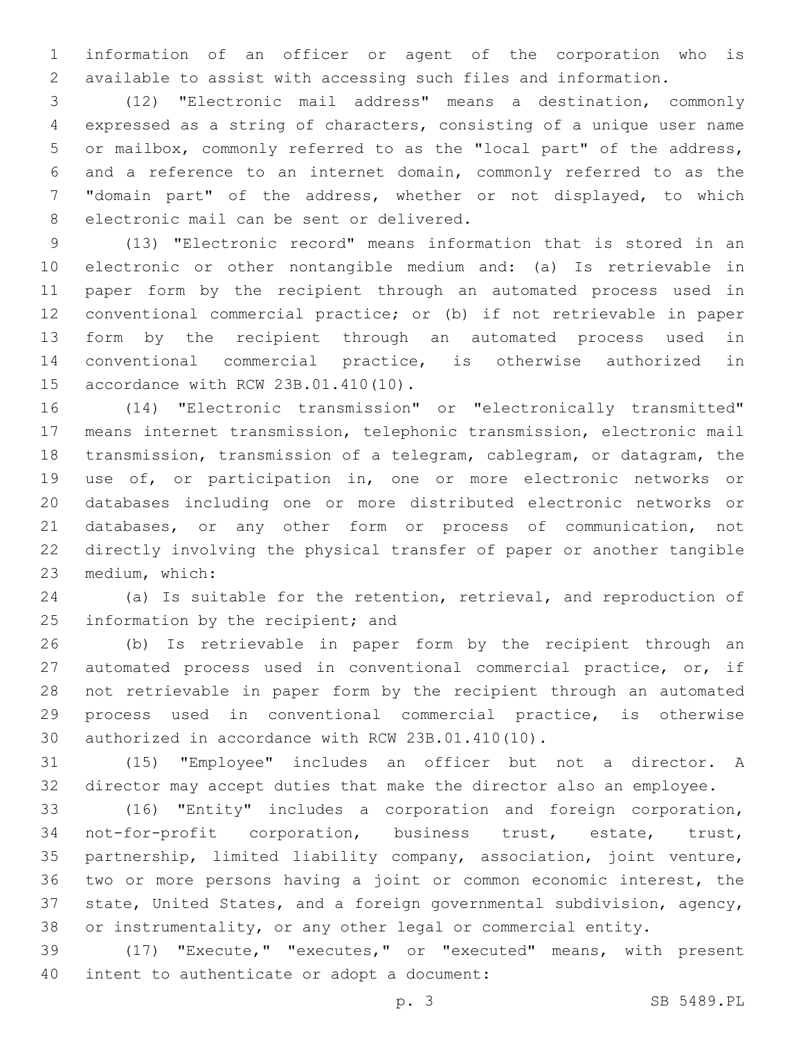information of an officer or agent of the corporation who is available to assist with accessing such files and information.

(12) "Electronic mail address" means a destination, commonly expressed as a string of characters, consisting of a unique user name or mailbox, commonly referred to as the "local part" of the address, and a reference to an internet domain, commonly referred to as the "domain part" of the address, whether or not displayed, to which electronic mail can be sent or delivered.

(13) "Electronic record" means information that is stored in an electronic or other nontangible medium and: (a) Is retrievable in paper form by the recipient through an automated process used in conventional commercial practice; or (b) if not retrievable in paper form by the recipient through an automated process used in conventional commercial practice, is otherwise authorized in accordance with RCW 23B.01.410(10).

(14) "Electronic transmission" or "electronically transmitted" means internet transmission, telephonic transmission, electronic mail transmission, transmission of a telegram, cablegram, or datagram, the use of, or participation in, one or more electronic networks or databases including one or more distributed electronic networks or databases, or any other form or process of communication, not directly involving the physical transfer of paper or another tangible medium, which:

(a) Is suitable for the retention, retrieval, and reproduction of information by the recipient; and

(b) Is retrievable in paper form by the recipient through an automated process used in conventional commercial practice, or, if not retrievable in paper form by the recipient through an automated process used in conventional commercial practice, is otherwise authorized in accordance with RCW 23B.01.410(10).

(15) "Employee" includes an officer but not a director. A director may accept duties that make the director also an employee.

(16) "Entity" includes a corporation and foreign corporation, not-for-profit corporation, business trust, estate, trust, partnership, limited liability company, association, joint venture, two or more persons having a joint or common economic interest, the state, United States, and a foreign governmental subdivision, agency, or instrumentality, or any other legal or commercial entity.

(17) "Execute," "executes," or "executed" means, with present intent to authenticate or adopt a document: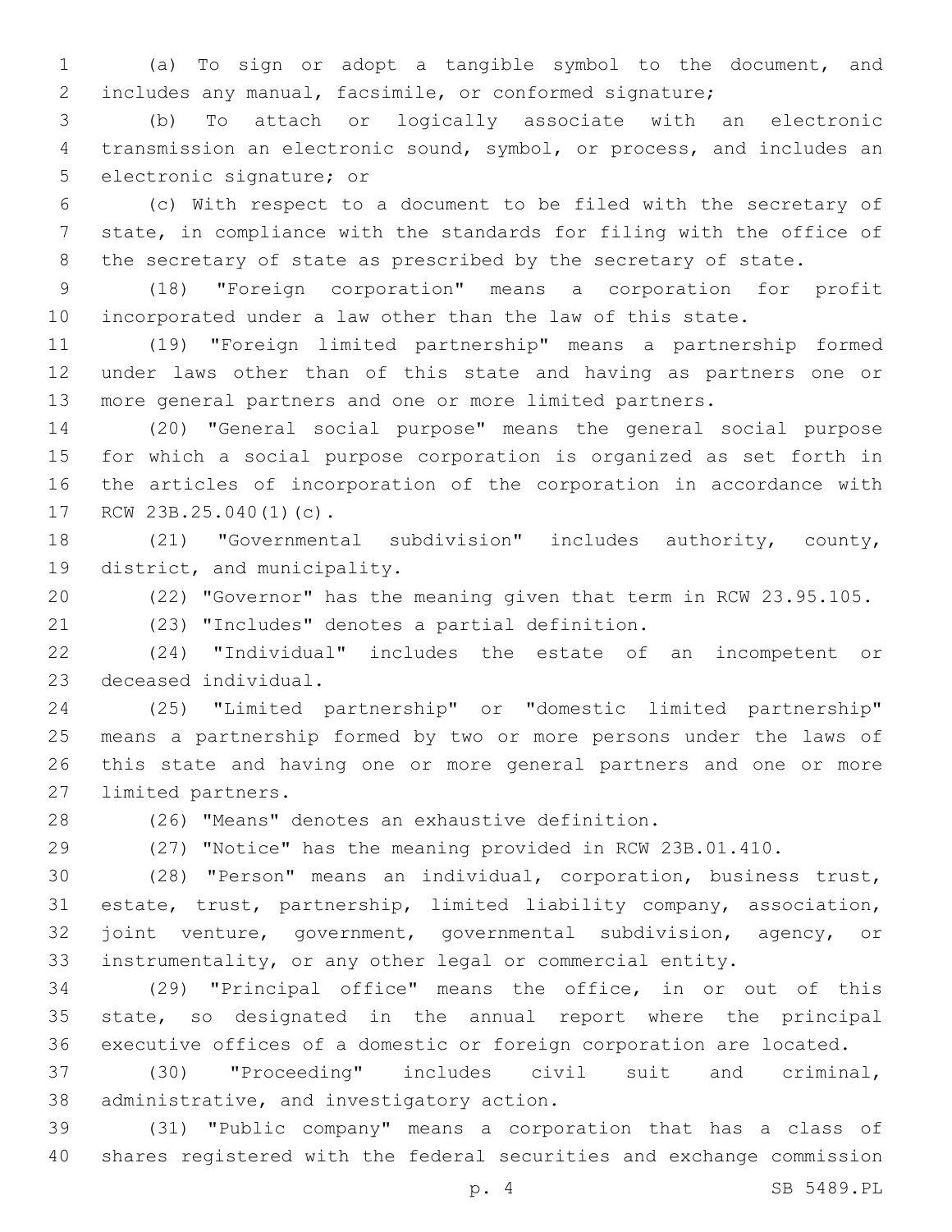(a) To sign or adopt a tangible symbol to the document, and includes any manual, facsimile, or conformed signature;

(b) To attach or logically associate with an electronic transmission an electronic sound, symbol, or process, and includes an electronic signature; or

(c) With respect to a document to be filed with the secretary of state, in compliance with the standards for filing with the office of the secretary of state as prescribed by the secretary of state.

(18) "Foreign corporation" means a corporation for profit incorporated under a law other than the law of this state.

(19) "Foreign limited partnership" means a partnership formed under laws other than of this state and having as partners one or more general partners and one or more limited partners.

(20) "General social purpose" means the general social purpose for which a social purpose corporation is organized as set forth in the articles of incorporation of the corporation in accordance with RCW 23B.25.040(1)(c).

(21) "Governmental subdivision" includes authority, county, district, and municipality.

(22) "Governor" has the meaning given that term in RCW 23.95.105.

(23) "Includes" denotes a partial definition.

(24) "Individual" includes the estate of an incompetent or deceased individual.

(25) "Limited partnership" or "domestic limited partnership" means a partnership formed by two or more persons under the laws of this state and having one or more general partners and one or more limited partners.

(26) "Means" denotes an exhaustive definition.

(27) "Notice" has the meaning provided in RCW 23B.01.410.

(28) "Person" means an individual, corporation, business trust, estate, trust, partnership, limited liability company, association, joint venture, government, governmental subdivision, agency, or instrumentality, or any other legal or commercial entity.

(29) "Principal office" means the office, in or out of this state, so designated in the annual report where the principal executive offices of a domestic or foreign corporation are located.

(30) "Proceeding" includes civil suit and criminal, administrative, and investigatory action.

(31) "Public company" means a corporation that has a class of shares registered with the federal securities and exchange commission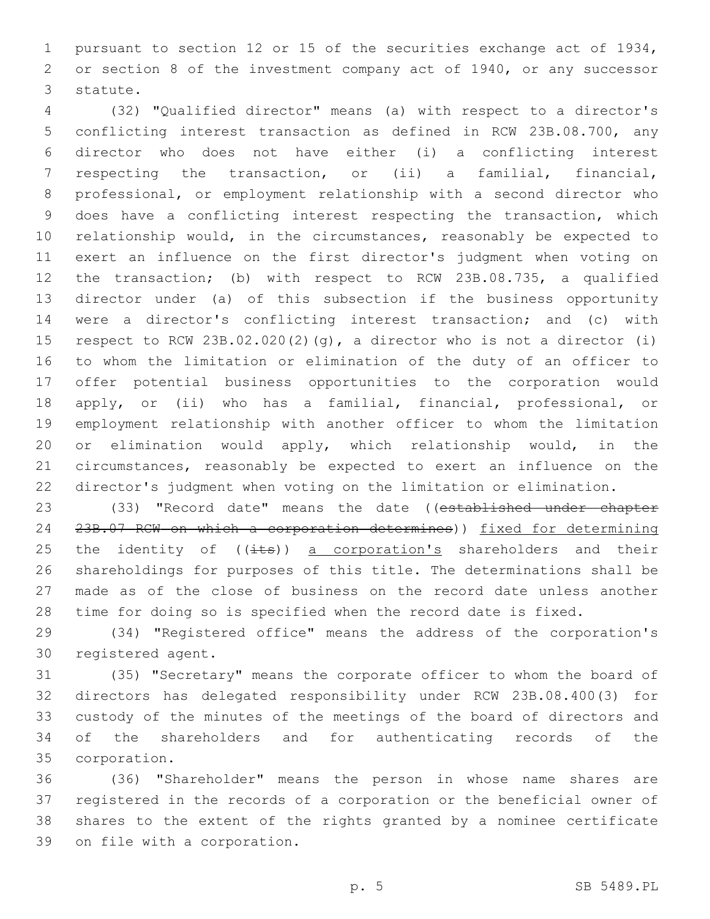pursuant to section 12 or 15 of the securities exchange act of 1934, or section 8 of the investment company act of 1940, or any successor statute.

(32) "Qualified director" means (a) with respect to a director's conflicting interest transaction as defined in RCW 23B.08.700, any director who does not have either (i) a conflicting interest respecting the transaction, or (ii) a familial, financial, professional, or employment relationship with a second director who does have a conflicting interest respecting the transaction, which relationship would, in the circumstances, reasonably be expected to exert an influence on the first director's judgment when voting on the transaction; (b) with respect to RCW 23B.08.735, a qualified director under (a) of this subsection if the business opportunity were a director's conflicting interest transaction; and (c) with respect to RCW 23B.02.020(2)(g), a director who is not a director (i) to whom the limitation or elimination of the duty of an officer to offer potential business opportunities to the corporation would apply, or (ii) who has a familial, financial, professional, or employment relationship with another officer to whom the limitation or elimination would apply, which relationship would, in the circumstances, reasonably be expected to exert an influence on the director's judgment when voting on the limitation or elimination.

(33) "Record date" means the date ((~~established under chapter 23B.07 RCW on which a corporation determines~~)) <u>fixed for determining</u> the identity of ((~~its~~)) <u>a corporation's</u> shareholders and their shareholdings for purposes of this title. The determinations shall be made as of the close of business on the record date unless another time for doing so is specified when the record date is fixed.

(34) "Registered office" means the address of the corporation's registered agent.

(35) "Secretary" means the corporate officer to whom the board of directors has delegated responsibility under RCW 23B.08.400(3) for custody of the minutes of the meetings of the board of directors and of the shareholders and for authenticating records of the corporation.

(36) "Shareholder" means the person in whose name shares are registered in the records of a corporation or the beneficial owner of shares to the extent of the rights granted by a nominee certificate on file with a corporation.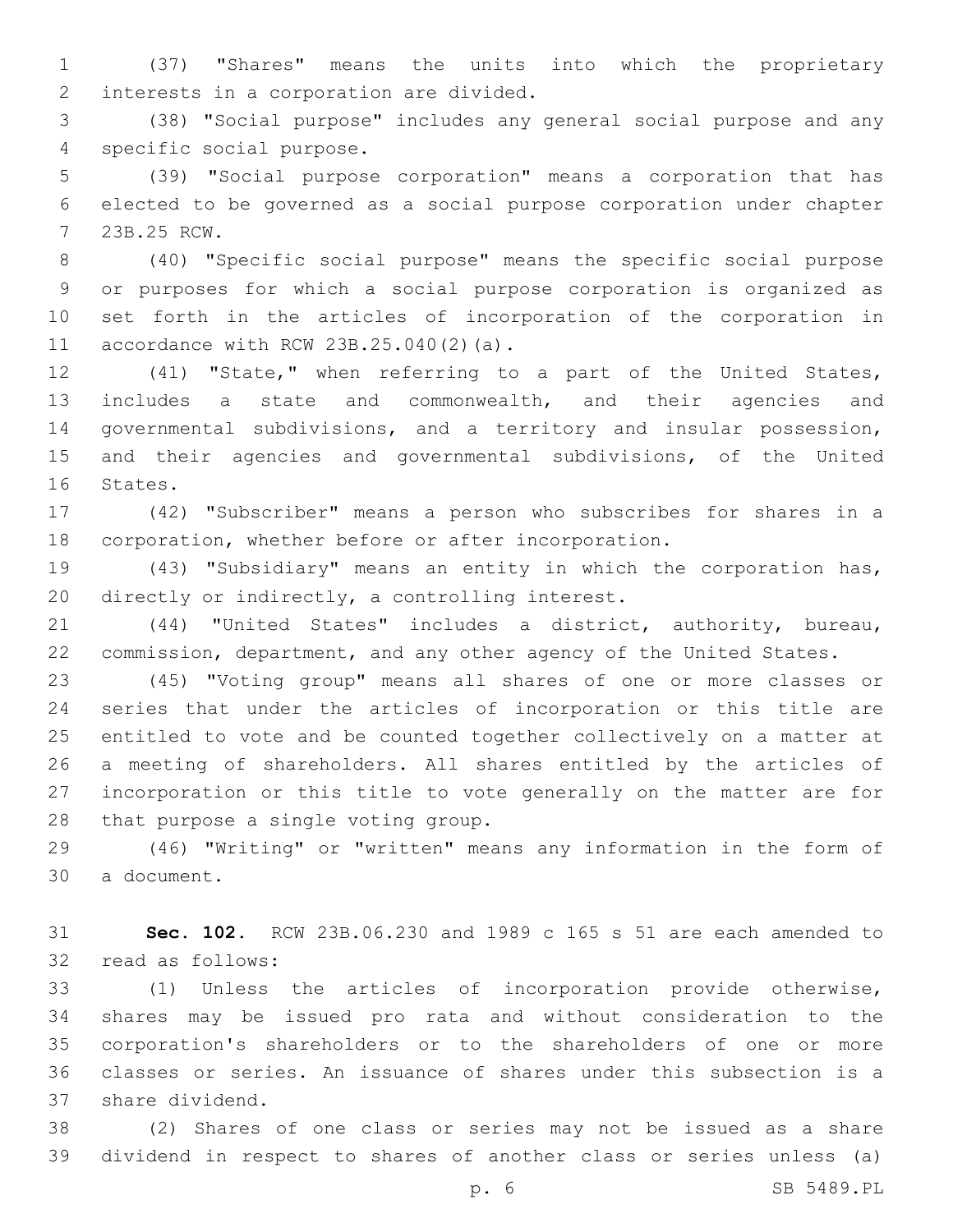(37) "Shares" means the units into which the proprietary interests in a corporation are divided.

(38) "Social purpose" includes any general social purpose and any specific social purpose.

(39) "Social purpose corporation" means a corporation that has elected to be governed as a social purpose corporation under chapter 23B.25 RCW.

(40) "Specific social purpose" means the specific social purpose or purposes for which a social purpose corporation is organized as set forth in the articles of incorporation of the corporation in accordance with RCW 23B.25.040(2)(a).

(41) "State," when referring to a part of the United States, includes a state and commonwealth, and their agencies and governmental subdivisions, and a territory and insular possession, and their agencies and governmental subdivisions, of the United States.

(42) "Subscriber" means a person who subscribes for shares in a corporation, whether before or after incorporation.

(43) "Subsidiary" means an entity in which the corporation has, directly or indirectly, a controlling interest.

(44) "United States" includes a district, authority, bureau, commission, department, and any other agency of the United States.

(45) "Voting group" means all shares of one or more classes or series that under the articles of incorporation or this title are entitled to vote and be counted together collectively on a matter at a meeting of shareholders. All shares entitled by the articles of incorporation or this title to vote generally on the matter are for that purpose a single voting group.

(46) "Writing" or "written" means any information in the form of a document.

**Sec. 102.** RCW 23B.06.230 and 1989 c 165 s 51 are each amended to read as follows:

(1) Unless the articles of incorporation provide otherwise, shares may be issued pro rata and without consideration to the corporation's shareholders or to the shareholders of one or more classes or series. An issuance of shares under this subsection is a share dividend.

(2) Shares of one class or series may not be issued as a share dividend in respect to shares of another class or series unless (a)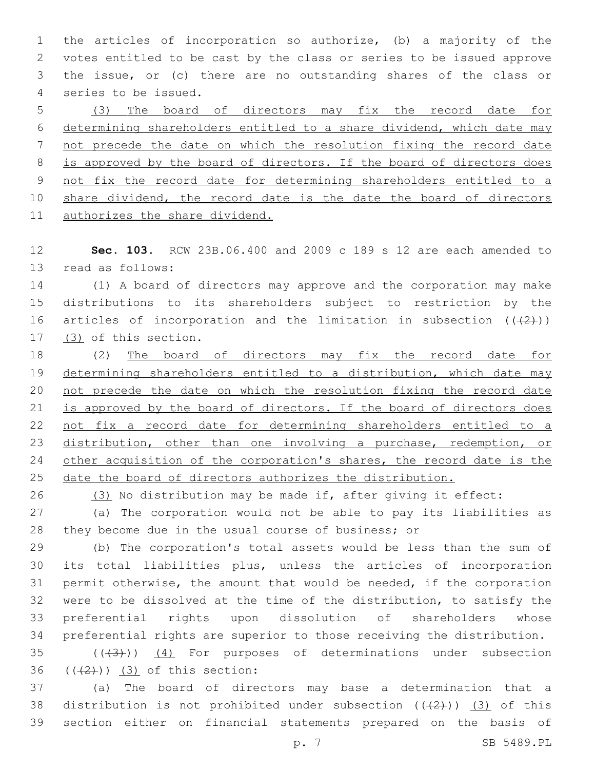the articles of incorporation so authorize, (b) a majority of the votes entitled to be cast by the class or series to be issued approve the issue, or (c) there are no outstanding shares of the class or series to be issued.

<u>(3) The board of directors may fix the record date for determining shareholders entitled to a share dividend, which date may not precede the date on which the resolution fixing the record date is approved by the board of directors. If the board of directors does not fix the record date for determining shareholders entitled to a share dividend, the record date is the date the board of directors authorizes the share dividend.</u>

**Sec. 103.** RCW 23B.06.400 and 2009 c 189 s 12 are each amended to read as follows:

(1) A board of directors may approve and the corporation may make distributions to its shareholders subject to restriction by the articles of incorporation and the limitation in subsection ((~~(2)~~)) <u>(3)</u> of this section.

(2) <u>The board of directors may fix the record date for determining shareholders entitled to a distribution, which date may not precede the date on which the resolution fixing the record date is approved by the board of directors. If the board of directors does not fix a record date for determining shareholders entitled to a distribution, other than one involving a purchase, redemption, or other acquisition of the corporation's shares, the record date is the date the board of directors authorizes the distribution.</u>

<u>(3)</u> No distribution may be made if, after giving it effect:

(a) The corporation would not be able to pay its liabilities as they become due in the usual course of business; or

(b) The corporation's total assets would be less than the sum of its total liabilities plus, unless the articles of incorporation permit otherwise, the amount that would be needed, if the corporation were to be dissolved at the time of the distribution, to satisfy the preferential rights upon dissolution of shareholders whose preferential rights are superior to those receiving the distribution.

((~~(3)~~)) <u>(4)</u> For purposes of determinations under subsection ((~~(2)~~)) <u>(3)</u> of this section:

(a) The board of directors may base a determination that a distribution is not prohibited under subsection ((~~(2)~~)) <u>(3)</u> of this section either on financial statements prepared on the basis of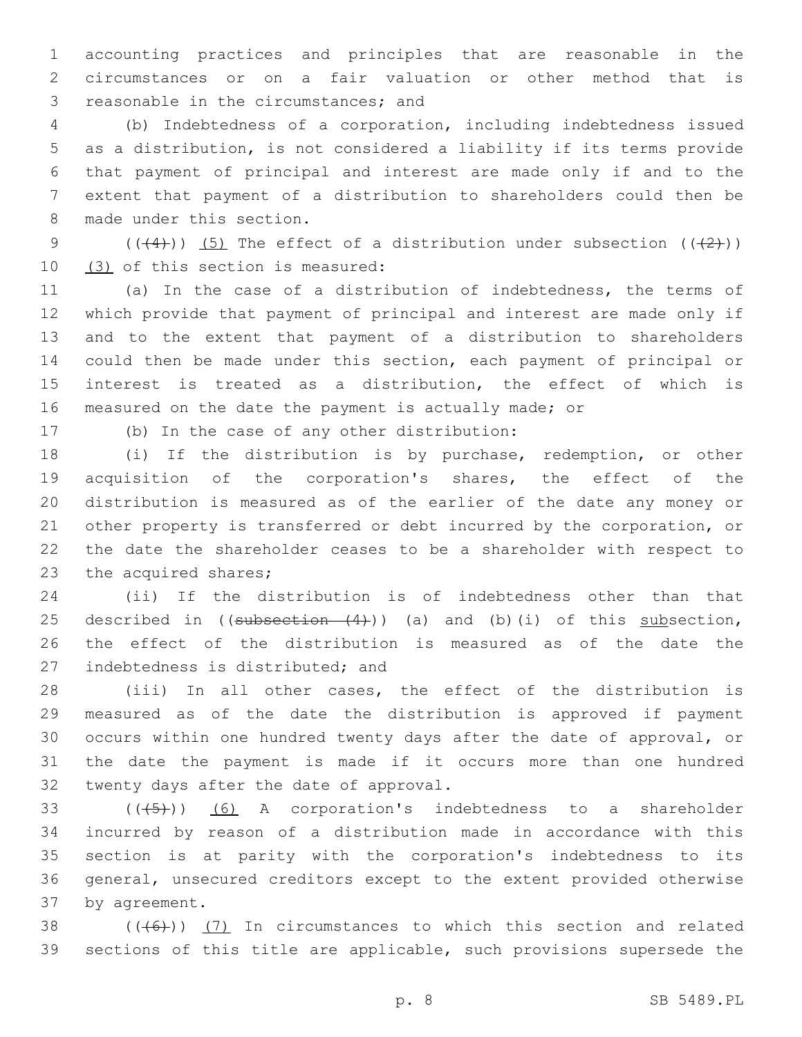accounting practices and principles that are reasonable in the circumstances or on a fair valuation or other method that is reasonable in the circumstances; and

(b) Indebtedness of a corporation, including indebtedness issued as a distribution, is not considered a liability if its terms provide that payment of principal and interest are made only if and to the extent that payment of a distribution to shareholders could then be made under this section.

(((4))) (5) The effect of a distribution under subsection (((2))) (3) of this section is measured:

(a) In the case of a distribution of indebtedness, the terms of which provide that payment of principal and interest are made only if and to the extent that payment of a distribution to shareholders could then be made under this section, each payment of principal or interest is treated as a distribution, the effect of which is measured on the date the payment is actually made; or

(b) In the case of any other distribution:

(i) If the distribution is by purchase, redemption, or other acquisition of the corporation's shares, the effect of the distribution is measured as of the earlier of the date any money or other property is transferred or debt incurred by the corporation, or the date the shareholder ceases to be a shareholder with respect to the acquired shares;

(ii) If the distribution is of indebtedness other than that described in ((~~subsection (4)~~)) (a) and (b)(i) of this subsection, the effect of the distribution is measured as of the date the indebtedness is distributed; and

(iii) In all other cases, the effect of the distribution is measured as of the date the distribution is approved if payment occurs within one hundred twenty days after the date of approval, or the date the payment is made if it occurs more than one hundred twenty days after the date of approval.

(((5))) (6) A corporation's indebtedness to a shareholder incurred by reason of a distribution made in accordance with this section is at parity with the corporation's indebtedness to its general, unsecured creditors except to the extent provided otherwise by agreement.

(((6))) (7) In circumstances to which this section and related sections of this title are applicable, such provisions supersede the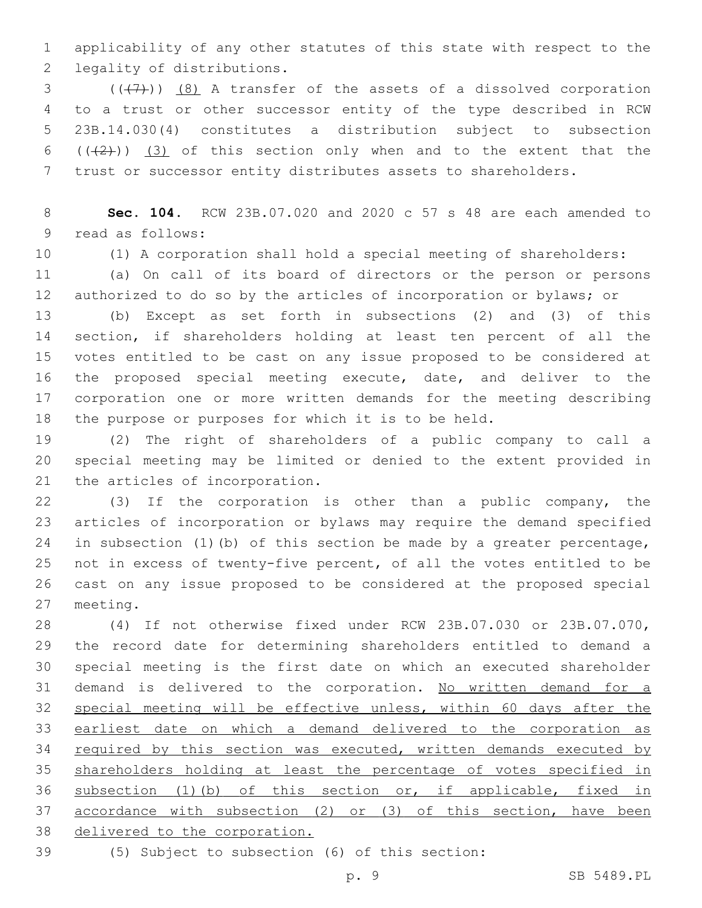applicability of any other statutes of this state with respect to the legality of distributions.

((~~(7)~~)) <u>(8)</u> A transfer of the assets of a dissolved corporation to a trust or other successor entity of the type described in RCW 23B.14.030(4) constitutes a distribution subject to subsection ((~~(2)~~)) <u>(3)</u> of this section only when and to the extent that the trust or successor entity distributes assets to shareholders.

**Sec. 104.** RCW 23B.07.020 and 2020 c 57 s 48 are each amended to read as follows:

(1) A corporation shall hold a special meeting of shareholders:

(a) On call of its board of directors or the person or persons authorized to do so by the articles of incorporation or bylaws; or

(b) Except as set forth in subsections (2) and (3) of this section, if shareholders holding at least ten percent of all the votes entitled to be cast on any issue proposed to be considered at the proposed special meeting execute, date, and deliver to the corporation one or more written demands for the meeting describing the purpose or purposes for which it is to be held.

(2) The right of shareholders of a public company to call a special meeting may be limited or denied to the extent provided in the articles of incorporation.

(3) If the corporation is other than a public company, the articles of incorporation or bylaws may require the demand specified in subsection (1)(b) of this section be made by a greater percentage, not in excess of twenty-five percent, of all the votes entitled to be cast on any issue proposed to be considered at the proposed special meeting.

(4) If not otherwise fixed under RCW 23B.07.030 or 23B.07.070, the record date for determining shareholders entitled to demand a special meeting is the first date on which an executed shareholder demand is delivered to the corporation. <u>No written demand for a special meeting will be effective unless, within 60 days after the earliest date on which a demand delivered to the corporation as required by this section was executed, written demands executed by shareholders holding at least the percentage of votes specified in subsection (1)(b) of this section or, if applicable, fixed in accordance with subsection (2) or (3) of this section, have been delivered to the corporation.</u>

(5) Subject to subsection (6) of this section: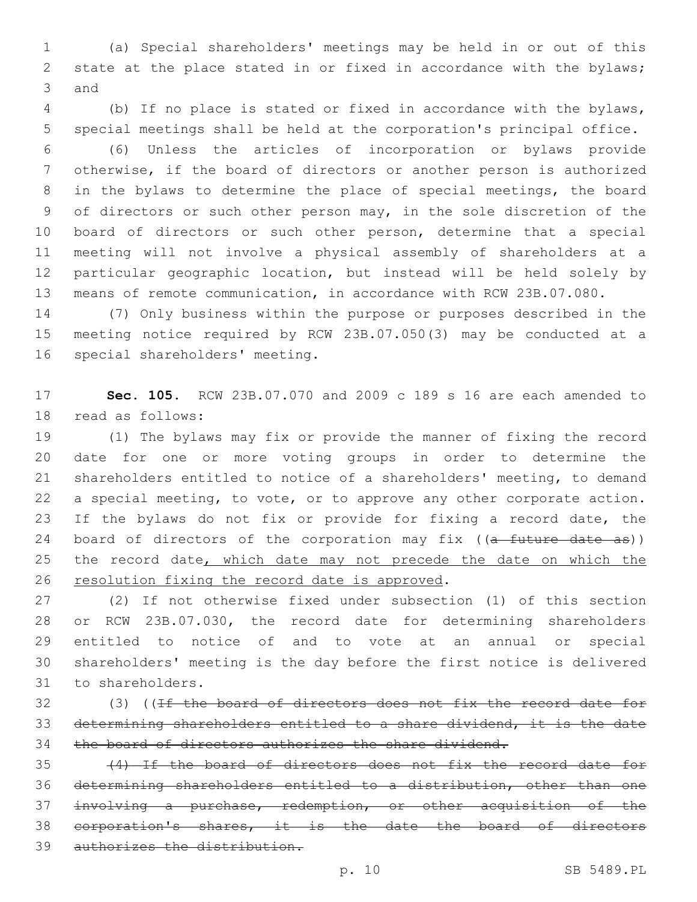(a) Special shareholders' meetings may be held in or out of this state at the place stated in or fixed in accordance with the bylaws; and

(b) If no place is stated or fixed in accordance with the bylaws, special meetings shall be held at the corporation's principal office.

(6) Unless the articles of incorporation or bylaws provide otherwise, if the board of directors or another person is authorized in the bylaws to determine the place of special meetings, the board of directors or such other person may, in the sole discretion of the board of directors or such other person, determine that a special meeting will not involve a physical assembly of shareholders at a particular geographic location, but instead will be held solely by means of remote communication, in accordance with RCW 23B.07.080.

(7) Only business within the purpose or purposes described in the meeting notice required by RCW 23B.07.050(3) may be conducted at a special shareholders' meeting.

**Sec. 105.** RCW 23B.07.070 and 2009 c 189 s 16 are each amended to read as follows:

(1) The bylaws may fix or provide the manner of fixing the record date for one or more voting groups in order to determine the shareholders entitled to notice of a shareholders' meeting, to demand a special meeting, to vote, or to approve any other corporate action. If the bylaws do not fix or provide for fixing a record date, the board of directors of the corporation may fix ((~~a future date as~~)) the record date, which date may not precede the date on which the resolution fixing the record date is approved.

(2) If not otherwise fixed under subsection (1) of this section or RCW 23B.07.030, the record date for determining shareholders entitled to notice of and to vote at an annual or special shareholders' meeting is the day before the first notice is delivered to shareholders.

(3) ((~~If the board of directors does not fix the record date for determining shareholders entitled to a share dividend, it is the date the board of directors authorizes the share dividend.~~

~~(4) If the board of directors does not fix the record date for determining shareholders entitled to a distribution, other than one involving a purchase, redemption, or other acquisition of the corporation's shares, it is the date the board of directors authorizes the distribution.~~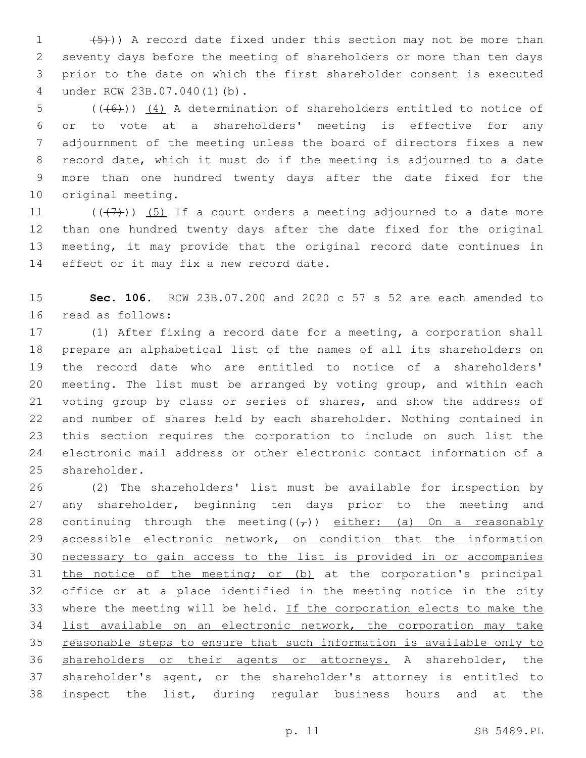((~~(5)~~)) A record date fixed under this section may not be more than seventy days before the meeting of shareholders or more than ten days prior to the date on which the first shareholder consent is executed under RCW 23B.07.040(1)(b).

((~~(6)~~)) <u>(4)</u> A determination of shareholders entitled to notice of or to vote at a shareholders' meeting is effective for any adjournment of the meeting unless the board of directors fixes a new record date, which it must do if the meeting is adjourned to a date more than one hundred twenty days after the date fixed for the original meeting.

((~~(7)~~)) <u>(5)</u> If a court orders a meeting adjourned to a date more than one hundred twenty days after the date fixed for the original meeting, it may provide that the original record date continues in effect or it may fix a new record date.

**Sec. 106.** RCW 23B.07.200 and 2020 c 57 s 52 are each amended to read as follows:

(1) After fixing a record date for a meeting, a corporation shall prepare an alphabetical list of the names of all its shareholders on the record date who are entitled to notice of a shareholders' meeting. The list must be arranged by voting group, and within each voting group by class or series of shares, and show the address of and number of shares held by each shareholder. Nothing contained in this section requires the corporation to include on such list the electronic mail address or other electronic contact information of a shareholder.

(2) The shareholders' list must be available for inspection by any shareholder, beginning ten days prior to the meeting and continuing through the meeting((~~,~~)) <u>either: (a) On a reasonably accessible electronic network, on condition that the information necessary to gain access to the list is provided in or accompanies the notice of the meeting; or (b)</u> at the corporation's principal office or at a place identified in the meeting notice in the city where the meeting will be held. <u>If the corporation elects to make the list available on an electronic network, the corporation may take reasonable steps to ensure that such information is available only to shareholders or their agents or attorneys.</u> A shareholder, the shareholder's agent, or the shareholder's attorney is entitled to inspect the list, during regular business hours and at the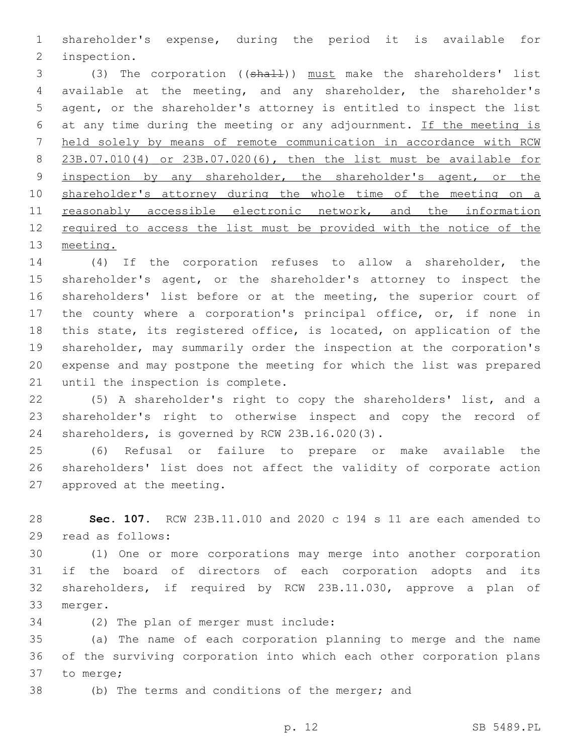shareholder's expense, during the period it is available for inspection.

(3) The corporation ((~~shall~~)) <u>must</u> make the shareholders' list available at the meeting, and any shareholder, the shareholder's agent, or the shareholder's attorney is entitled to inspect the list at any time during the meeting or any adjournment. <u>If the meeting is held solely by means of remote communication in accordance with RCW 23B.07.010(4) or 23B.07.020(6), then the list must be available for inspection by any shareholder, the shareholder's agent, or the shareholder's attorney during the whole time of the meeting on a reasonably accessible electronic network, and the information required to access the list must be provided with the notice of the meeting.</u>

(4) If the corporation refuses to allow a shareholder, the shareholder's agent, or the shareholder's attorney to inspect the shareholders' list before or at the meeting, the superior court of the county where a corporation's principal office, or, if none in this state, its registered office, is located, on application of the shareholder, may summarily order the inspection at the corporation's expense and may postpone the meeting for which the list was prepared until the inspection is complete.

(5) A shareholder's right to copy the shareholders' list, and a shareholder's right to otherwise inspect and copy the record of shareholders, is governed by RCW 23B.16.020(3).

(6) Refusal or failure to prepare or make available the shareholders' list does not affect the validity of corporate action approved at the meeting.

**Sec. 107.** RCW 23B.11.010 and 2020 c 194 s 11 are each amended to read as follows:

(1) One or more corporations may merge into another corporation if the board of directors of each corporation adopts and its shareholders, if required by RCW 23B.11.030, approve a plan of merger.

(2) The plan of merger must include:

(a) The name of each corporation planning to merge and the name of the surviving corporation into which each other corporation plans to merge;

(b) The terms and conditions of the merger; and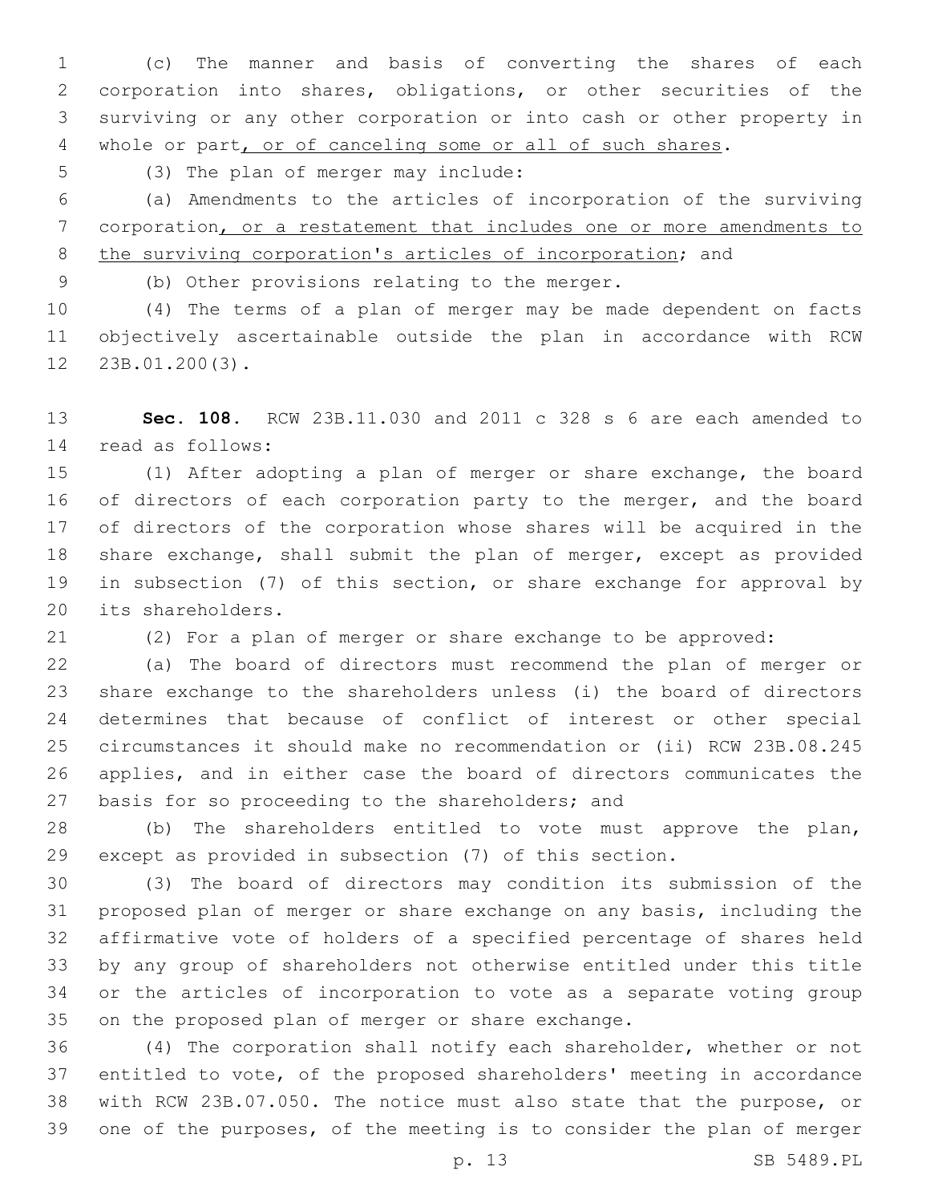(c) The manner and basis of converting the shares of each corporation into shares, obligations, or other securities of the surviving or any other corporation or into cash or other property in whole or part, or of canceling some or all of such shares.

(3) The plan of merger may include:

(a) Amendments to the articles of incorporation of the surviving corporation, or a restatement that includes one or more amendments to the surviving corporation's articles of incorporation; and

(b) Other provisions relating to the merger.

(4) The terms of a plan of merger may be made dependent on facts objectively ascertainable outside the plan in accordance with RCW 23B.01.200(3).

**Sec. 108.** RCW 23B.11.030 and 2011 c 328 s 6 are each amended to read as follows:

(1) After adopting a plan of merger or share exchange, the board of directors of each corporation party to the merger, and the board of directors of the corporation whose shares will be acquired in the share exchange, shall submit the plan of merger, except as provided in subsection (7) of this section, or share exchange for approval by its shareholders.

(2) For a plan of merger or share exchange to be approved:

(a) The board of directors must recommend the plan of merger or share exchange to the shareholders unless (i) the board of directors determines that because of conflict of interest or other special circumstances it should make no recommendation or (ii) RCW 23B.08.245 applies, and in either case the board of directors communicates the basis for so proceeding to the shareholders; and

(b) The shareholders entitled to vote must approve the plan, except as provided in subsection (7) of this section.

(3) The board of directors may condition its submission of the proposed plan of merger or share exchange on any basis, including the affirmative vote of holders of a specified percentage of shares held by any group of shareholders not otherwise entitled under this title or the articles of incorporation to vote as a separate voting group on the proposed plan of merger or share exchange.

(4) The corporation shall notify each shareholder, whether or not entitled to vote, of the proposed shareholders' meeting in accordance with RCW 23B.07.050. The notice must also state that the purpose, or one of the purposes, of the meeting is to consider the plan of merger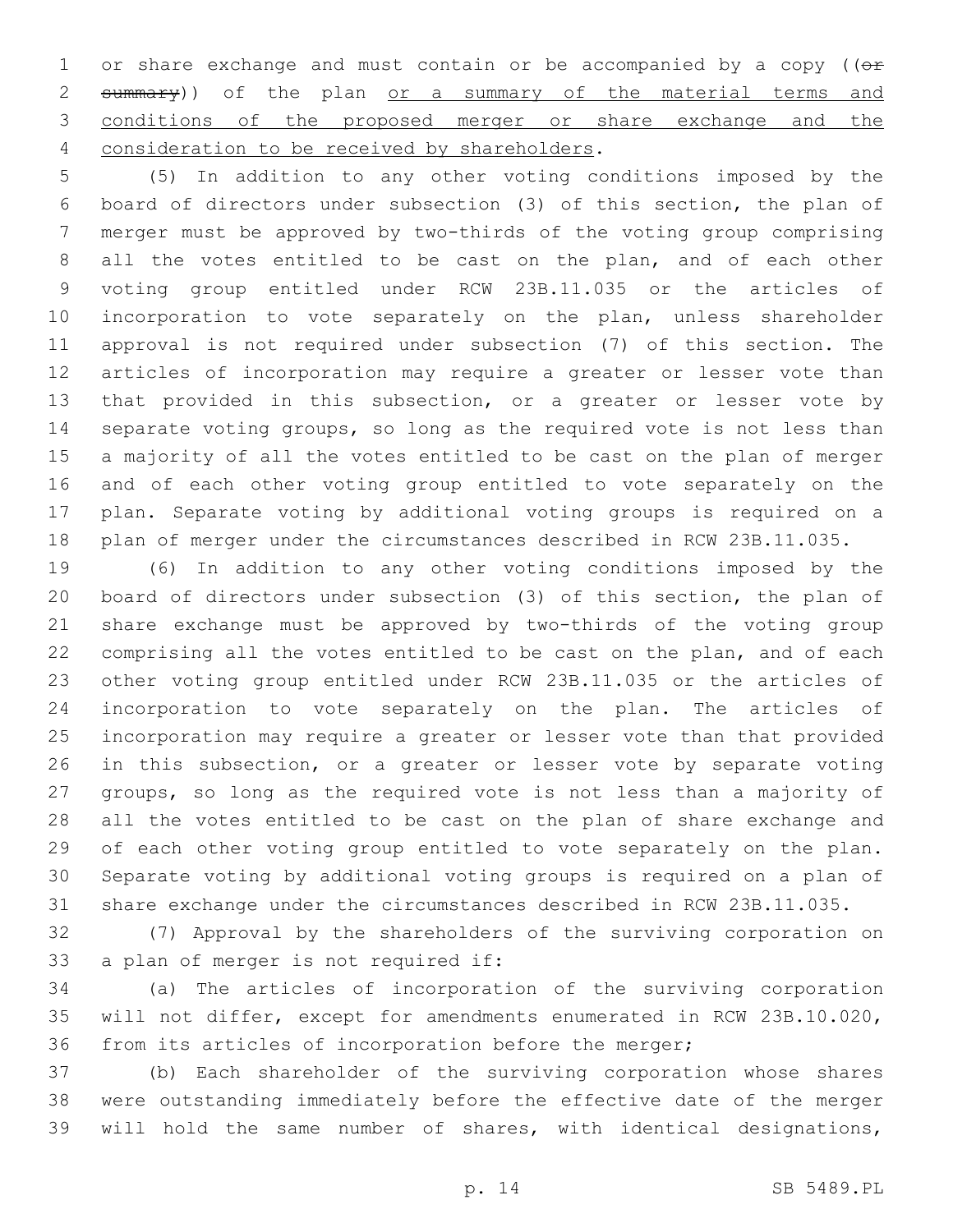or share exchange and must contain or be accompanied by a copy ((~~or summary~~)) of the plan <u>or a summary of the material terms and conditions of the proposed merger or share exchange and the consideration to be received by shareholders</u>.

(5) In addition to any other voting conditions imposed by the board of directors under subsection (3) of this section, the plan of merger must be approved by two-thirds of the voting group comprising all the votes entitled to be cast on the plan, and of each other voting group entitled under RCW 23B.11.035 or the articles of incorporation to vote separately on the plan, unless shareholder approval is not required under subsection (7) of this section. The articles of incorporation may require a greater or lesser vote than that provided in this subsection, or a greater or lesser vote by separate voting groups, so long as the required vote is not less than a majority of all the votes entitled to be cast on the plan of merger and of each other voting group entitled to vote separately on the plan. Separate voting by additional voting groups is required on a plan of merger under the circumstances described in RCW 23B.11.035.

(6) In addition to any other voting conditions imposed by the board of directors under subsection (3) of this section, the plan of share exchange must be approved by two-thirds of the voting group comprising all the votes entitled to be cast on the plan, and of each other voting group entitled under RCW 23B.11.035 or the articles of incorporation to vote separately on the plan. The articles of incorporation may require a greater or lesser vote than that provided in this subsection, or a greater or lesser vote by separate voting groups, so long as the required vote is not less than a majority of all the votes entitled to be cast on the plan of share exchange and of each other voting group entitled to vote separately on the plan. Separate voting by additional voting groups is required on a plan of share exchange under the circumstances described in RCW 23B.11.035.

(7) Approval by the shareholders of the surviving corporation on a plan of merger is not required if:

(a) The articles of incorporation of the surviving corporation will not differ, except for amendments enumerated in RCW 23B.10.020, from its articles of incorporation before the merger;

(b) Each shareholder of the surviving corporation whose shares were outstanding immediately before the effective date of the merger will hold the same number of shares, with identical designations,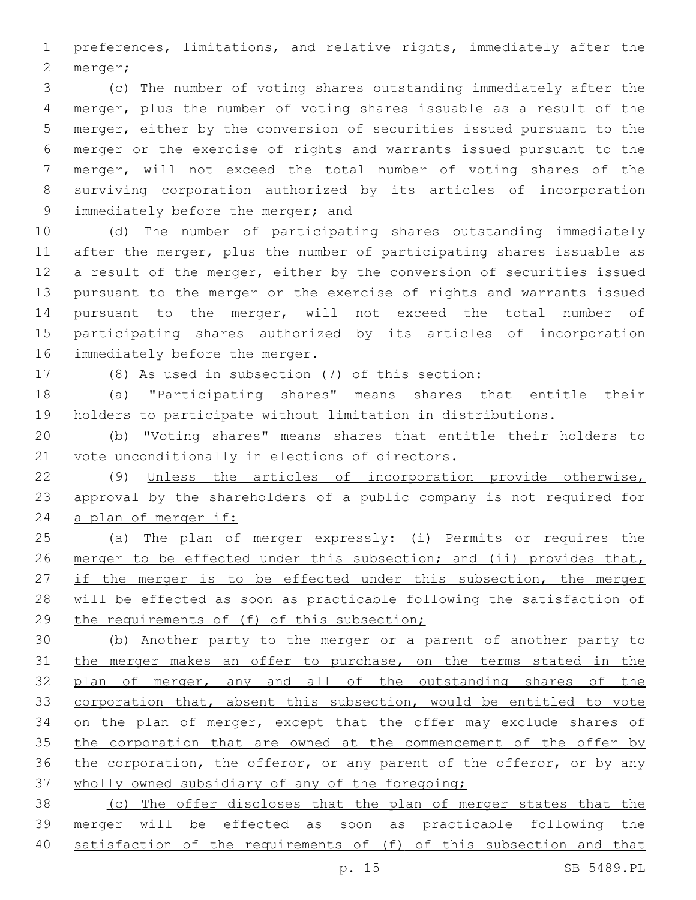preferences, limitations, and relative rights, immediately after the merger;

(c) The number of voting shares outstanding immediately after the merger, plus the number of voting shares issuable as a result of the merger, either by the conversion of securities issued pursuant to the merger or the exercise of rights and warrants issued pursuant to the merger, will not exceed the total number of voting shares of the surviving corporation authorized by its articles of incorporation immediately before the merger; and

(d) The number of participating shares outstanding immediately after the merger, plus the number of participating shares issuable as a result of the merger, either by the conversion of securities issued pursuant to the merger or the exercise of rights and warrants issued pursuant to the merger, will not exceed the total number of participating shares authorized by its articles of incorporation immediately before the merger.

(8) As used in subsection (7) of this section:

(a) "Participating shares" means shares that entitle their holders to participate without limitation in distributions.

(b) "Voting shares" means shares that entitle their holders to vote unconditionally in elections of directors.

(9) Unless the articles of incorporation provide otherwise, approval by the shareholders of a public company is not required for a plan of merger if:

(a) The plan of merger expressly: (i) Permits or requires the merger to be effected under this subsection; and (ii) provides that, if the merger is to be effected under this subsection, the merger will be effected as soon as practicable following the satisfaction of the requirements of (f) of this subsection;

(b) Another party to the merger or a parent of another party to the merger makes an offer to purchase, on the terms stated in the plan of merger, any and all of the outstanding shares of the corporation that, absent this subsection, would be entitled to vote on the plan of merger, except that the offer may exclude shares of the corporation that are owned at the commencement of the offer by the corporation, the offeror, or any parent of the offeror, or by any wholly owned subsidiary of any of the foregoing;

(c) The offer discloses that the plan of merger states that the merger will be effected as soon as practicable following the satisfaction of the requirements of (f) of this subsection and that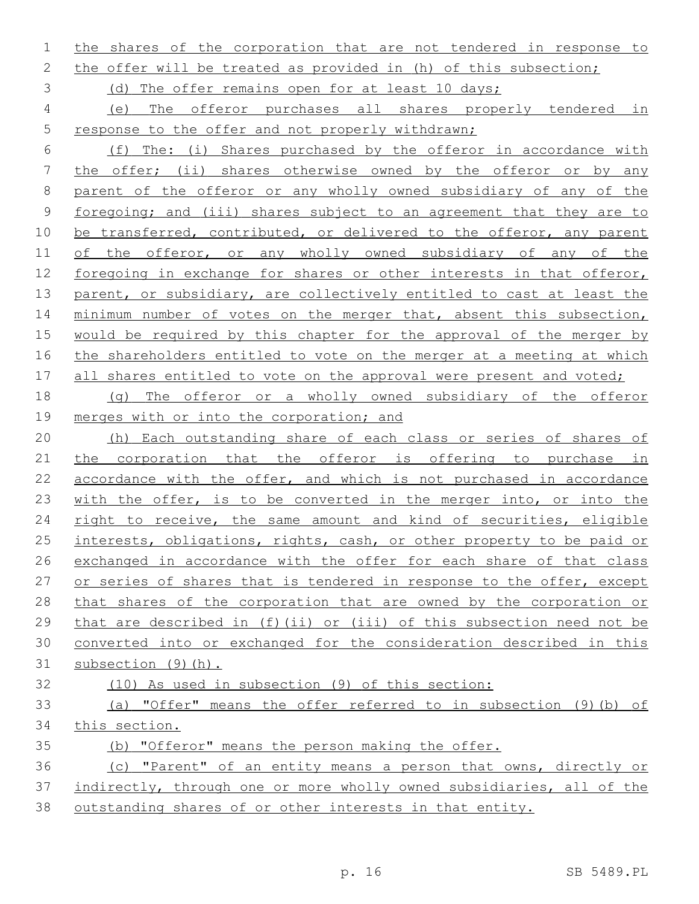the shares of the corporation that are not tendered in response to the offer will be treated as provided in (h) of this subsection;

(d) The offer remains open for at least 10 days;

(e) The offeror purchases all shares properly tendered in response to the offer and not properly withdrawn;

(f) The: (i) Shares purchased by the offeror in accordance with the offer; (ii) shares otherwise owned by the offeror or by any parent of the offeror or any wholly owned subsidiary of any of the foregoing; and (iii) shares subject to an agreement that they are to be transferred, contributed, or delivered to the offeror, any parent of the offeror, or any wholly owned subsidiary of any of the foregoing in exchange for shares or other interests in that offeror, parent, or subsidiary, are collectively entitled to cast at least the minimum number of votes on the merger that, absent this subsection, would be required by this chapter for the approval of the merger by the shareholders entitled to vote on the merger at a meeting at which all shares entitled to vote on the approval were present and voted;

(g) The offeror or a wholly owned subsidiary of the offeror merges with or into the corporation; and

(h) Each outstanding share of each class or series of shares of the corporation that the offeror is offering to purchase in accordance with the offer, and which is not purchased in accordance with the offer, is to be converted in the merger into, or into the right to receive, the same amount and kind of securities, eligible interests, obligations, rights, cash, or other property to be paid or exchanged in accordance with the offer for each share of that class or series of shares that is tendered in response to the offer, except that shares of the corporation that are owned by the corporation or that are described in (f)(ii) or (iii) of this subsection need not be converted into or exchanged for the consideration described in this subsection (9)(h).

(10) As used in subsection (9) of this section:

(a) "Offer" means the offer referred to in subsection (9)(b) of this section.

(b) "Offeror" means the person making the offer.

(c) "Parent" of an entity means a person that owns, directly or indirectly, through one or more wholly owned subsidiaries, all of the outstanding shares of or other interests in that entity.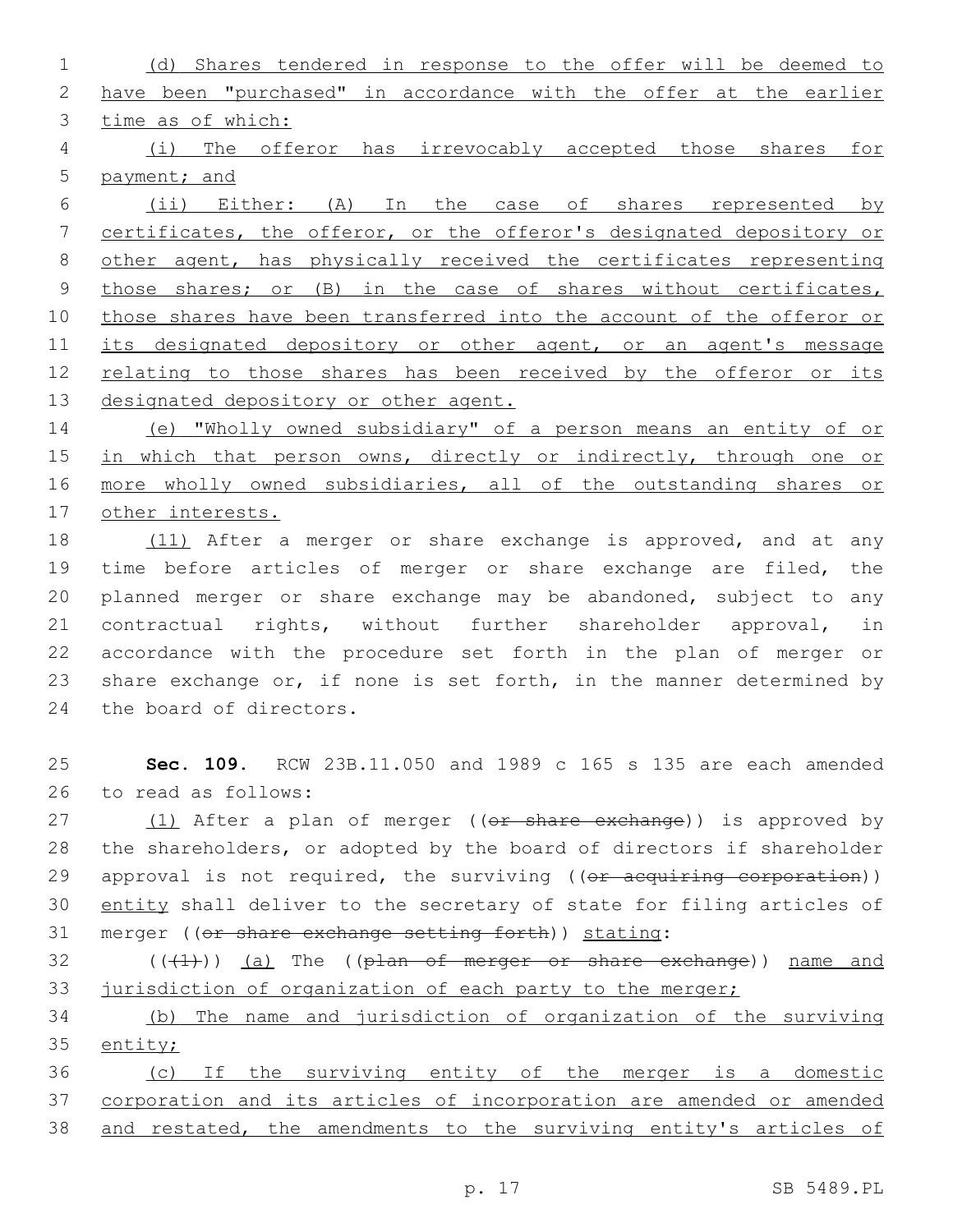(d) Shares tendered in response to the offer will be deemed to have been "purchased" in accordance with the offer at the earlier time as of which:

(i) The offeror has irrevocably accepted those shares for payment; and

(ii) Either: (A) In the case of shares represented by certificates, the offeror, or the offeror's designated depository or other agent, has physically received the certificates representing those shares; or (B) in the case of shares without certificates, those shares have been transferred into the account of the offeror or its designated depository or other agent, or an agent's message relating to those shares has been received by the offeror or its designated depository or other agent.

(e) "Wholly owned subsidiary" of a person means an entity of or in which that person owns, directly or indirectly, through one or more wholly owned subsidiaries, all of the outstanding shares or other interests.

(11) After a merger or share exchange is approved, and at any time before articles of merger or share exchange are filed, the planned merger or share exchange may be abandoned, subject to any contractual rights, without further shareholder approval, in accordance with the procedure set forth in the plan of merger or share exchange or, if none is set forth, in the manner determined by the board of directors.

**Sec. 109.** RCW 23B.11.050 and 1989 c 165 s 135 are each amended to read as follows:

(1) After a plan of merger ((~~or share exchange~~)) is approved by the shareholders, or adopted by the board of directors if shareholder approval is not required, the surviving ((~~or acquiring corporation~~)) entity shall deliver to the secretary of state for filing articles of merger ((~~or share exchange setting forth~~)) stating:

((~~(1)~~)) (a) The ((~~plan of merger or share exchange~~)) name and jurisdiction of organization of each party to the merger;

(b) The name and jurisdiction of organization of the surviving entity;

(c) If the surviving entity of the merger is a domestic corporation and its articles of incorporation are amended or amended and restated, the amendments to the surviving entity's articles of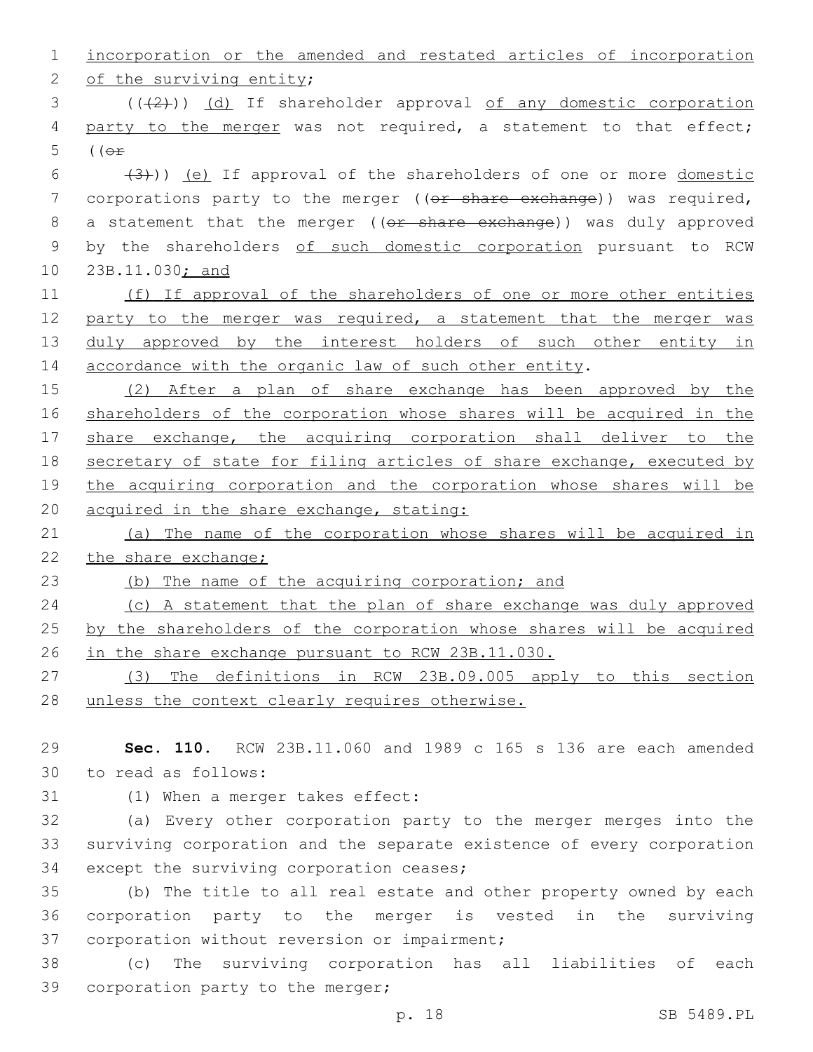incorporation or the amended and restated articles of incorporation of the surviving entity;

((~~(2)~~)) (d) If shareholder approval of any domestic corporation party to the merger was not required, a statement to that effect; ((~~or~~

~~(3)~~)) (e) If approval of the shareholders of one or more domestic corporations party to the merger ((~~or share exchange~~)) was required, a statement that the merger ((~~or share exchange~~)) was duly approved by the shareholders of such domestic corporation pursuant to RCW 23B.11.030; and

(f) If approval of the shareholders of one or more other entities party to the merger was required, a statement that the merger was duly approved by the interest holders of such other entity in accordance with the organic law of such other entity.

(2) After a plan of share exchange has been approved by the shareholders of the corporation whose shares will be acquired in the share exchange, the acquiring corporation shall deliver to the secretary of state for filing articles of share exchange, executed by the acquiring corporation and the corporation whose shares will be acquired in the share exchange, stating:

(a) The name of the corporation whose shares will be acquired in the share exchange;

(b) The name of the acquiring corporation; and

(c) A statement that the plan of share exchange was duly approved by the shareholders of the corporation whose shares will be acquired in the share exchange pursuant to RCW 23B.11.030.

(3) The definitions in RCW 23B.09.005 apply to this section unless the context clearly requires otherwise.

**Sec. 110.** RCW 23B.11.060 and 1989 c 165 s 136 are each amended to read as follows:

(1) When a merger takes effect:

(a) Every other corporation party to the merger merges into the surviving corporation and the separate existence of every corporation except the surviving corporation ceases;

(b) The title to all real estate and other property owned by each corporation party to the merger is vested in the surviving corporation without reversion or impairment;

(c) The surviving corporation has all liabilities of each corporation party to the merger;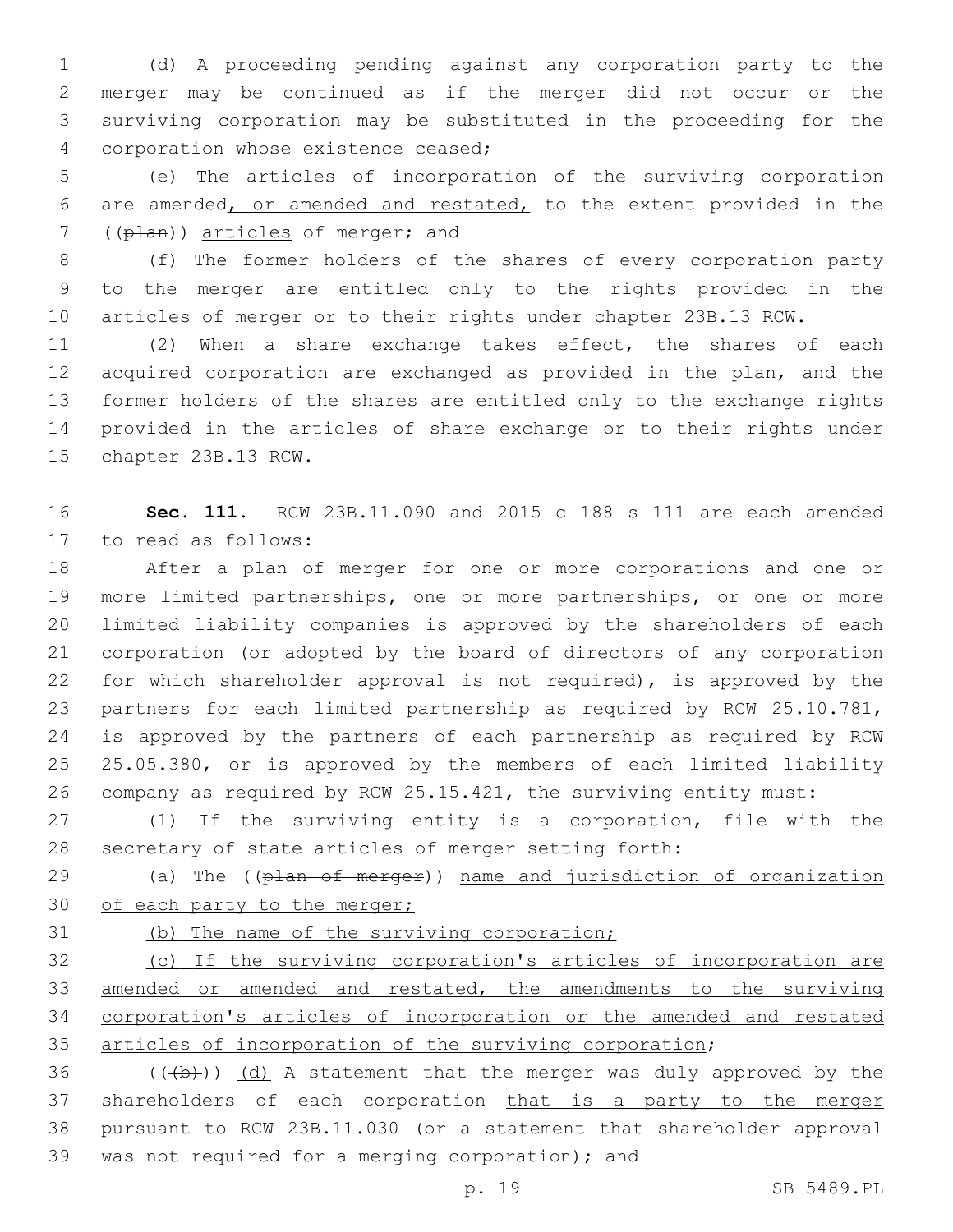(d) A proceeding pending against any corporation party to the merger may be continued as if the merger did not occur or the surviving corporation may be substituted in the proceeding for the corporation whose existence ceased;

(e) The articles of incorporation of the surviving corporation are amended, or amended and restated, to the extent provided in the ((plan)) articles of merger; and

(f) The former holders of the shares of every corporation party to the merger are entitled only to the rights provided in the articles of merger or to their rights under chapter 23B.13 RCW.

(2) When a share exchange takes effect, the shares of each acquired corporation are exchanged as provided in the plan, and the former holders of the shares are entitled only to the exchange rights provided in the articles of share exchange or to their rights under chapter 23B.13 RCW.

**Sec. 111.** RCW 23B.11.090 and 2015 c 188 s 111 are each amended to read as follows:

After a plan of merger for one or more corporations and one or more limited partnerships, one or more partnerships, or one or more limited liability companies is approved by the shareholders of each corporation (or adopted by the board of directors of any corporation for which shareholder approval is not required), is approved by the partners for each limited partnership as required by RCW 25.10.781, is approved by the partners of each partnership as required by RCW 25.05.380, or is approved by the members of each limited liability company as required by RCW 25.15.421, the surviving entity must:

(1) If the surviving entity is a corporation, file with the secretary of state articles of merger setting forth:

(a) The ((plan of merger)) name and jurisdiction of organization of each party to the merger;

(b) The name of the surviving corporation;

(c) If the surviving corporation's articles of incorporation are amended or amended and restated, the amendments to the surviving corporation's articles of incorporation or the amended and restated articles of incorporation of the surviving corporation;

(((b))) (d) A statement that the merger was duly approved by the shareholders of each corporation that is a party to the merger pursuant to RCW 23B.11.030 (or a statement that shareholder approval was not required for a merging corporation); and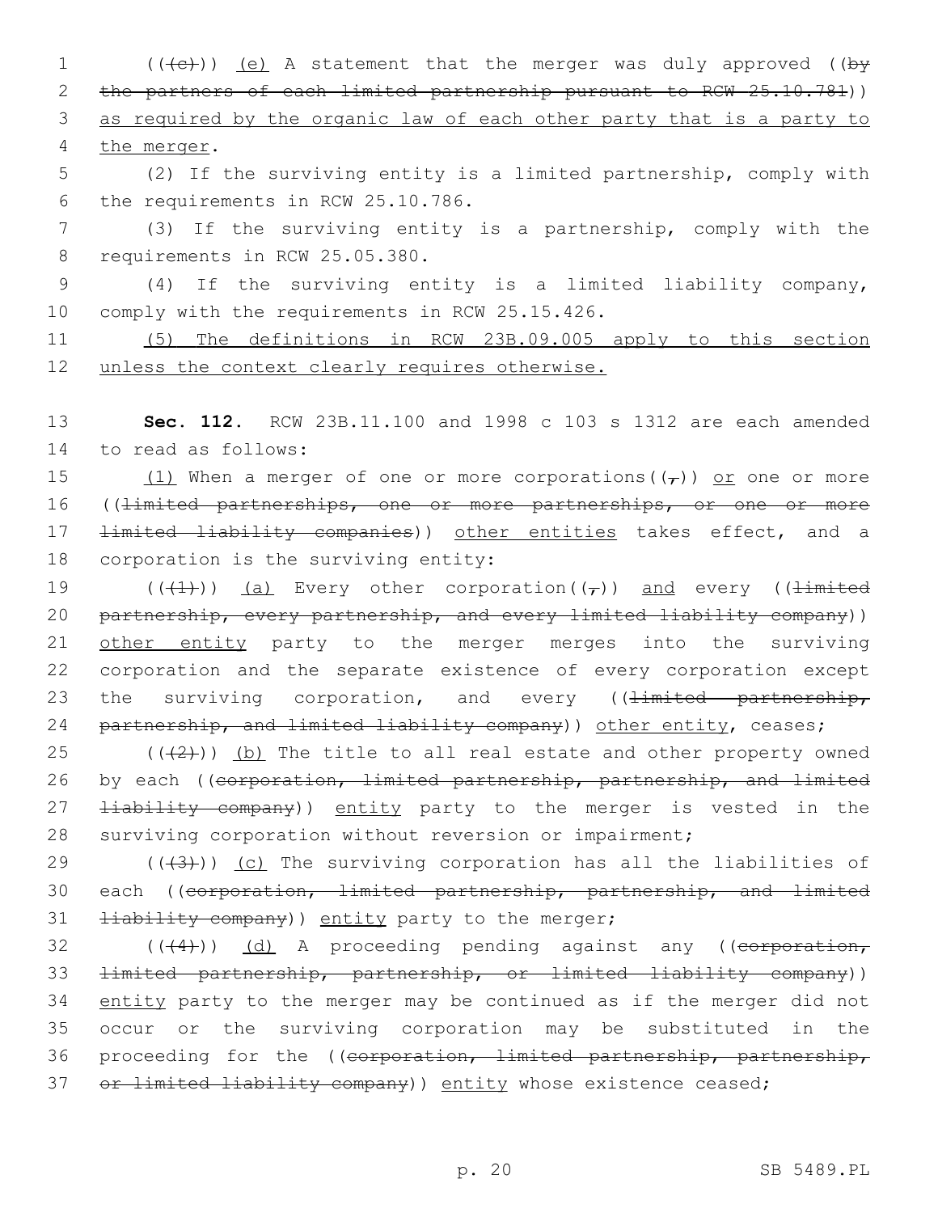((~~(c)~~)) <u>(e)</u> A statement that the merger was duly approved ((~~by the partners of each limited partnership pursuant to RCW 25.10.781~~)) <u>as required by the organic law of each other party that is a party to the merger</u>.

(2) If the surviving entity is a limited partnership, comply with the requirements in RCW 25.10.786.

(3) If the surviving entity is a partnership, comply with the requirements in RCW 25.05.380.

(4) If the surviving entity is a limited liability company, comply with the requirements in RCW 25.15.426.

<u>(5) The definitions in RCW 23B.09.005 apply to this section unless the context clearly requires otherwise.</u>

**Sec. 112.** RCW 23B.11.100 and 1998 c 103 s 1312 are each amended to read as follows:

<u>(1)</u> When a merger of one or more corporations((~~,~~)) <u>or</u> one or more ((~~limited partnerships, one or more partnerships, or one or more limited liability companies~~)) <u>other entities</u> takes effect, and a corporation is the surviving entity:

((~~(1)~~)) <u>(a)</u> Every other corporation((~~,~~)) <u>and</u> every ((~~limited partnership, every partnership, and every limited liability company~~)) <u>other entity</u> party to the merger merges into the surviving corporation and the separate existence of every corporation except the surviving corporation, and every ((~~limited partnership, partnership, and limited liability company~~)) <u>other entity</u>, ceases;

((~~(2)~~)) <u>(b)</u> The title to all real estate and other property owned by each ((~~corporation, limited partnership, partnership, and limited liability company~~)) <u>entity</u> party to the merger is vested in the surviving corporation without reversion or impairment;

((~~(3)~~)) <u>(c)</u> The surviving corporation has all the liabilities of each ((~~corporation, limited partnership, partnership, and limited liability company~~)) <u>entity</u> party to the merger;

((~~(4)~~)) <u>(d)</u> A proceeding pending against any ((~~corporation, limited partnership, partnership, or limited liability company~~)) <u>entity</u> party to the merger may be continued as if the merger did not occur or the surviving corporation may be substituted in the proceeding for the ((~~corporation, limited partnership, partnership, or limited liability company~~)) <u>entity</u> whose existence ceased;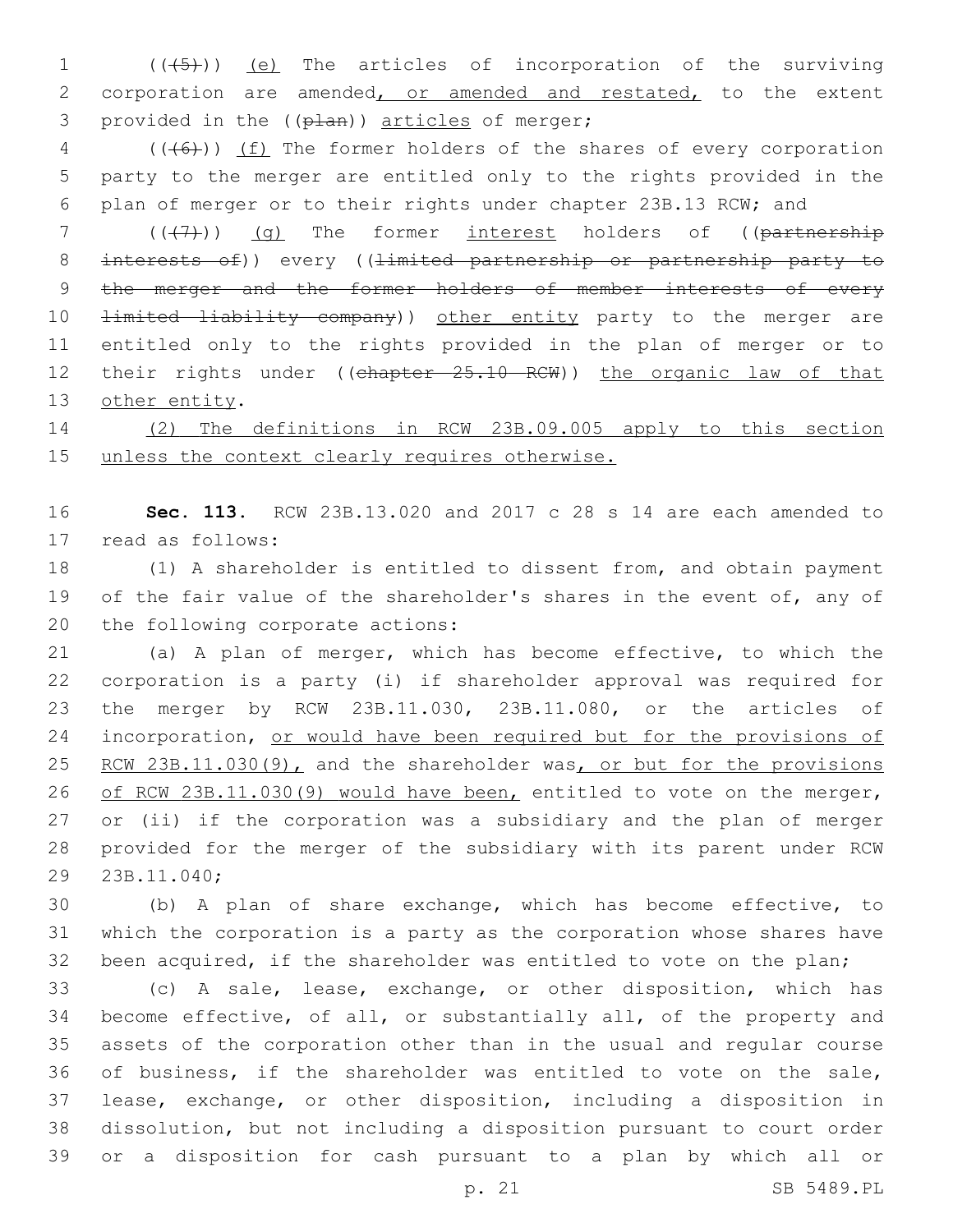((~~(5)~~)) <u>(e)</u> The articles of incorporation of the surviving corporation are amended<u>, or amended and restated,</u> to the extent provided in the ((~~plan~~)) <u>articles</u> of merger;

((~~(6)~~)) <u>(f)</u> The former holders of the shares of every corporation party to the merger are entitled only to the rights provided in the plan of merger or to their rights under chapter 23B.13 RCW; and

((~~(7)~~)) <u>(g)</u> The former <u>interest</u> holders of ((~~partnership interests of~~)) every ((~~limited partnership or partnership party to the merger and the former holders of member interests of every limited liability company~~)) <u>other entity</u> party to the merger are entitled only to the rights provided in the plan of merger or to their rights under ((~~chapter 25.10 RCW~~)) <u>the organic law of that other entity</u>.

<u>(2) The definitions in RCW 23B.09.005 apply to this section unless the context clearly requires otherwise.</u>

**Sec. 113.** RCW 23B.13.020 and 2017 c 28 s 14 are each amended to read as follows:

(1) A shareholder is entitled to dissent from, and obtain payment of the fair value of the shareholder's shares in the event of, any of the following corporate actions:

(a) A plan of merger, which has become effective, to which the corporation is a party (i) if shareholder approval was required for the merger by RCW 23B.11.030, 23B.11.080, or the articles of incorporation, <u>or would have been required but for the provisions of RCW 23B.11.030(9),</u> and the shareholder was<u>, or but for the provisions of RCW 23B.11.030(9) would have been,</u> entitled to vote on the merger, or (ii) if the corporation was a subsidiary and the plan of merger provided for the merger of the subsidiary with its parent under RCW 23B.11.040;

(b) A plan of share exchange, which has become effective, to which the corporation is a party as the corporation whose shares have been acquired, if the shareholder was entitled to vote on the plan;

(c) A sale, lease, exchange, or other disposition, which has become effective, of all, or substantially all, of the property and assets of the corporation other than in the usual and regular course of business, if the shareholder was entitled to vote on the sale, lease, exchange, or other disposition, including a disposition in dissolution, but not including a disposition pursuant to court order or a disposition for cash pursuant to a plan by which all or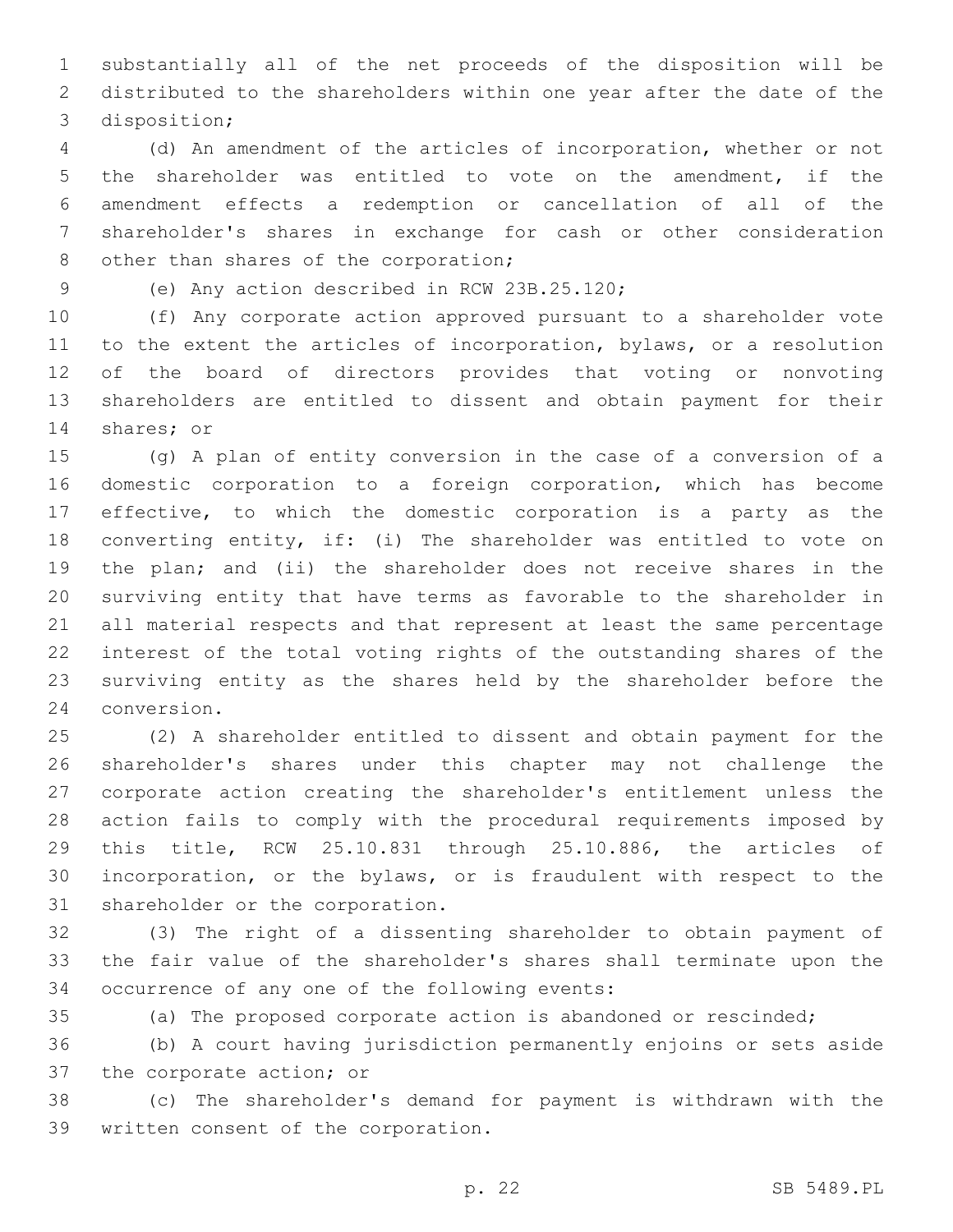substantially all of the net proceeds of the disposition will be distributed to the shareholders within one year after the date of the disposition;

(d) An amendment of the articles of incorporation, whether or not the shareholder was entitled to vote on the amendment, if the amendment effects a redemption or cancellation of all of the shareholder's shares in exchange for cash or other consideration other than shares of the corporation;

(e) Any action described in RCW 23B.25.120;

(f) Any corporate action approved pursuant to a shareholder vote to the extent the articles of incorporation, bylaws, or a resolution of the board of directors provides that voting or nonvoting shareholders are entitled to dissent and obtain payment for their shares; or

(g) A plan of entity conversion in the case of a conversion of a domestic corporation to a foreign corporation, which has become effective, to which the domestic corporation is a party as the converting entity, if: (i) The shareholder was entitled to vote on the plan; and (ii) the shareholder does not receive shares in the surviving entity that have terms as favorable to the shareholder in all material respects and that represent at least the same percentage interest of the total voting rights of the outstanding shares of the surviving entity as the shares held by the shareholder before the conversion.

(2) A shareholder entitled to dissent and obtain payment for the shareholder's shares under this chapter may not challenge the corporate action creating the shareholder's entitlement unless the action fails to comply with the procedural requirements imposed by this title, RCW 25.10.831 through 25.10.886, the articles of incorporation, or the bylaws, or is fraudulent with respect to the shareholder or the corporation.

(3) The right of a dissenting shareholder to obtain payment of the fair value of the shareholder's shares shall terminate upon the occurrence of any one of the following events:

(a) The proposed corporate action is abandoned or rescinded;

(b) A court having jurisdiction permanently enjoins or sets aside the corporate action; or

(c) The shareholder's demand for payment is withdrawn with the written consent of the corporation.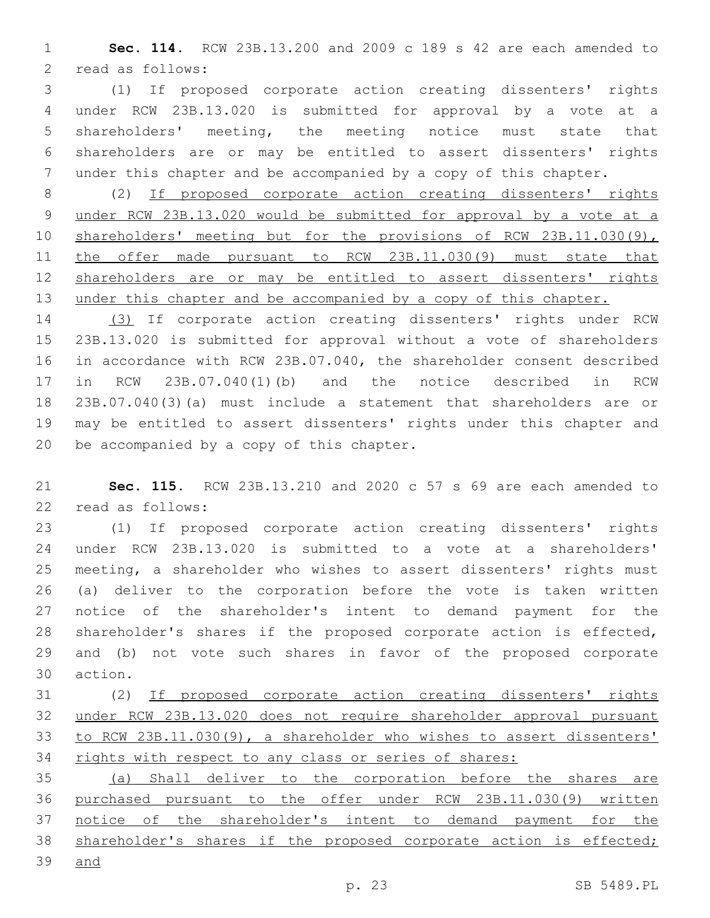**Sec. 114.** RCW 23B.13.200 and 2009 c 189 s 42 are each amended to read as follows:

(1) If proposed corporate action creating dissenters' rights under RCW 23B.13.020 is submitted for approval by a vote at a shareholders' meeting, the meeting notice must state that shareholders are or may be entitled to assert dissenters' rights under this chapter and be accompanied by a copy of this chapter.

(2) <u>If proposed corporate action creating dissenters' rights under RCW 23B.13.020 would be submitted for approval by a vote at a shareholders' meeting but for the provisions of RCW 23B.11.030(9), the offer made pursuant to RCW 23B.11.030(9) must state that shareholders are or may be entitled to assert dissenters' rights under this chapter and be accompanied by a copy of this chapter.</u>

<u>(3)</u> If corporate action creating dissenters' rights under RCW 23B.13.020 is submitted for approval without a vote of shareholders in accordance with RCW 23B.07.040, the shareholder consent described in RCW 23B.07.040(1)(b) and the notice described in RCW 23B.07.040(3)(a) must include a statement that shareholders are or may be entitled to assert dissenters' rights under this chapter and be accompanied by a copy of this chapter.

**Sec. 115.** RCW 23B.13.210 and 2020 c 57 s 69 are each amended to read as follows:

(1) If proposed corporate action creating dissenters' rights under RCW 23B.13.020 is submitted to a vote at a shareholders' meeting, a shareholder who wishes to assert dissenters' rights must (a) deliver to the corporation before the vote is taken written notice of the shareholder's intent to demand payment for the shareholder's shares if the proposed corporate action is effected, and (b) not vote such shares in favor of the proposed corporate action.

(2) <u>If proposed corporate action creating dissenters' rights under RCW 23B.13.020 does not require shareholder approval pursuant to RCW 23B.11.030(9), a shareholder who wishes to assert dissenters' rights with respect to any class or series of shares:</u>

<u>(a) Shall deliver to the corporation before the shares are purchased pursuant to the offer under RCW 23B.11.030(9) written notice of the shareholder's intent to demand payment for the shareholder's shares if the proposed corporate action is effected; and</u>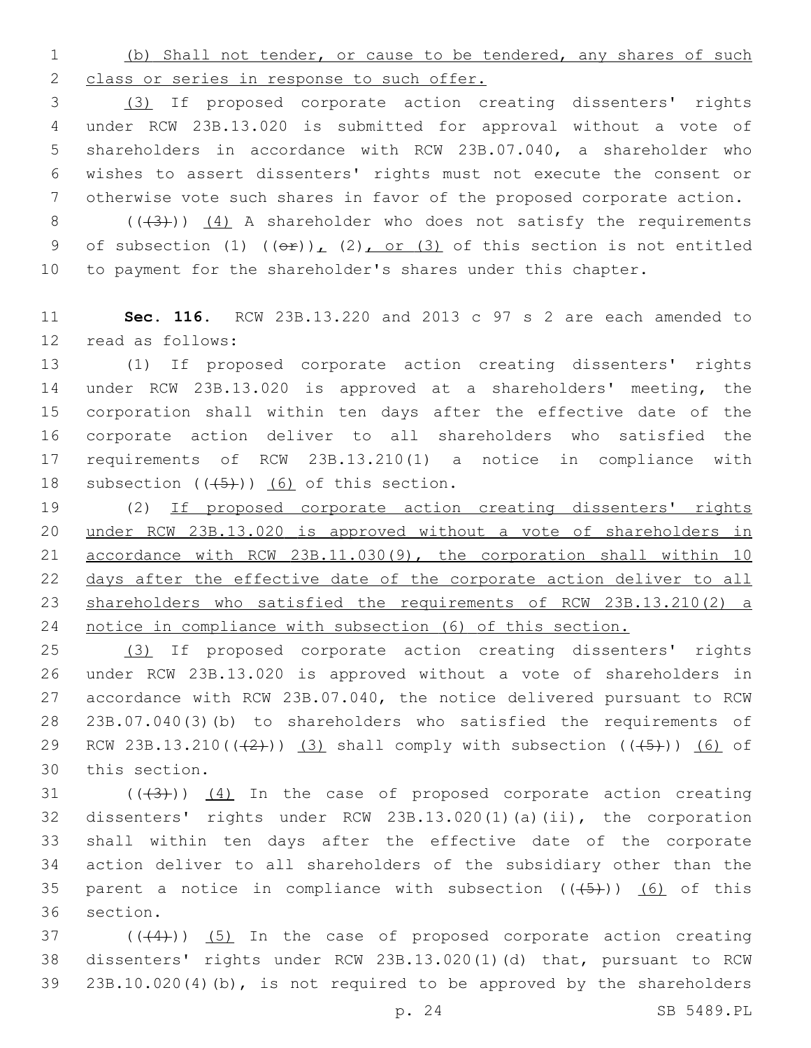(b) Shall not tender, or cause to be tendered, any shares of such class or series in response to such offer.

(3) If proposed corporate action creating dissenters' rights under RCW 23B.13.020 is submitted for approval without a vote of shareholders in accordance with RCW 23B.07.040, a shareholder who wishes to assert dissenters' rights must not execute the consent or otherwise vote such shares in favor of the proposed corporate action.

(((3))) (4) A shareholder who does not satisfy the requirements of subsection (1) ((or)), (2), or (3) of this section is not entitled to payment for the shareholder's shares under this chapter.

**Sec. 116.** RCW 23B.13.220 and 2013 c 97 s 2 are each amended to read as follows:

(1) If proposed corporate action creating dissenters' rights under RCW 23B.13.020 is approved at a shareholders' meeting, the corporation shall within ten days after the effective date of the corporate action deliver to all shareholders who satisfied the requirements of RCW 23B.13.210(1) a notice in compliance with subsection (((5))) (6) of this section.

(2) If proposed corporate action creating dissenters' rights under RCW 23B.13.020 is approved without a vote of shareholders in accordance with RCW 23B.11.030(9), the corporation shall within 10 days after the effective date of the corporate action deliver to all shareholders who satisfied the requirements of RCW 23B.13.210(2) a notice in compliance with subsection (6) of this section.

(3) If proposed corporate action creating dissenters' rights under RCW 23B.13.020 is approved without a vote of shareholders in accordance with RCW 23B.07.040, the notice delivered pursuant to RCW 23B.07.040(3)(b) to shareholders who satisfied the requirements of RCW 23B.13.210(((2))) (3) shall comply with subsection (((5))) (6) of this section.

(((3))) (4) In the case of proposed corporate action creating dissenters' rights under RCW 23B.13.020(1)(a)(ii), the corporation shall within ten days after the effective date of the corporate action deliver to all shareholders of the subsidiary other than the parent a notice in compliance with subsection (((5))) (6) of this section.

(((4))) (5) In the case of proposed corporate action creating dissenters' rights under RCW 23B.13.020(1)(d) that, pursuant to RCW 23B.10.020(4)(b), is not required to be approved by the shareholders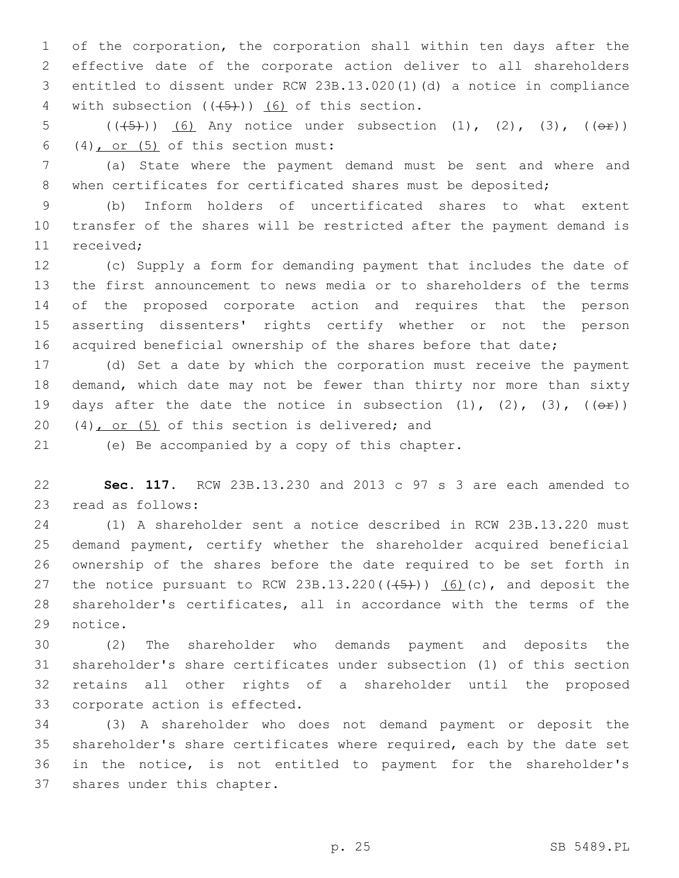of the corporation, the corporation shall within ten days after the effective date of the corporate action deliver to all shareholders entitled to dissent under RCW 23B.13.020(1)(d) a notice in compliance with subsection ((~~(5)~~)) (6) of this section.

((~~(5)~~)) (6) Any notice under subsection (1), (2), (3), ((~~or~~)) (4), or (5) of this section must:

(a) State where the payment demand must be sent and where and when certificates for certificated shares must be deposited;

(b) Inform holders of uncertificated shares to what extent transfer of the shares will be restricted after the payment demand is received;

(c) Supply a form for demanding payment that includes the date of the first announcement to news media or to shareholders of the terms of the proposed corporate action and requires that the person asserting dissenters' rights certify whether or not the person acquired beneficial ownership of the shares before that date;

(d) Set a date by which the corporation must receive the payment demand, which date may not be fewer than thirty nor more than sixty days after the date the notice in subsection (1), (2), (3), ((~~or~~)) (4), or (5) of this section is delivered; and

(e) Be accompanied by a copy of this chapter.

**Sec. 117.** RCW 23B.13.230 and 2013 c 97 s 3 are each amended to read as follows:

(1) A shareholder sent a notice described in RCW 23B.13.220 must demand payment, certify whether the shareholder acquired beneficial ownership of the shares before the date required to be set forth in the notice pursuant to RCW 23B.13.220((~~(5)~~)) (6)(c), and deposit the shareholder's certificates, all in accordance with the terms of the notice.

(2) The shareholder who demands payment and deposits the shareholder's share certificates under subsection (1) of this section retains all other rights of a shareholder until the proposed corporate action is effected.

(3) A shareholder who does not demand payment or deposit the shareholder's share certificates where required, each by the date set in the notice, is not entitled to payment for the shareholder's shares under this chapter.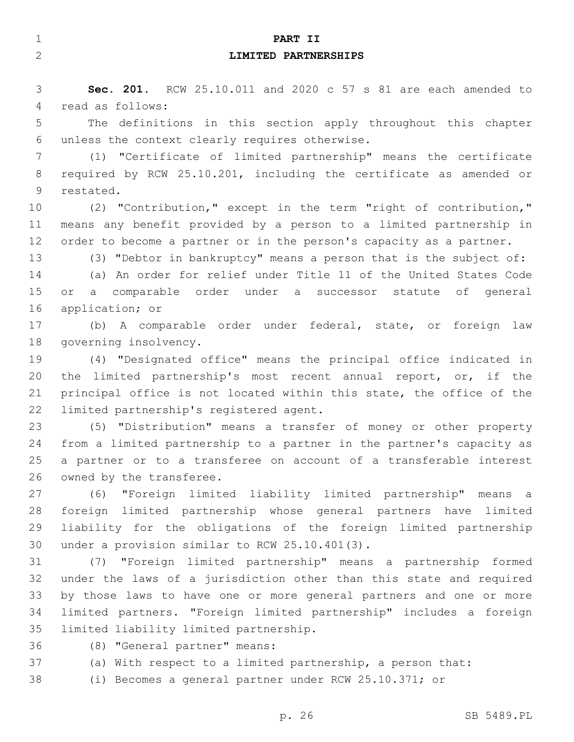## PART II
## LIMITED PARTNERSHIPS

**Sec. 201.** RCW 25.10.011 and 2020 c 57 s 81 are each amended to read as follows:

The definitions in this section apply throughout this chapter unless the context clearly requires otherwise.

(1) "Certificate of limited partnership" means the certificate required by RCW 25.10.201, including the certificate as amended or restated.

(2) "Contribution," except in the term "right of contribution," means any benefit provided by a person to a limited partnership in order to become a partner or in the person's capacity as a partner.

(3) "Debtor in bankruptcy" means a person that is the subject of:

(a) An order for relief under Title 11 of the United States Code or a comparable order under a successor statute of general application; or

(b) A comparable order under federal, state, or foreign law governing insolvency.

(4) "Designated office" means the principal office indicated in the limited partnership's most recent annual report, or, if the principal office is not located within this state, the office of the limited partnership's registered agent.

(5) "Distribution" means a transfer of money or other property from a limited partnership to a partner in the partner's capacity as a partner or to a transferee on account of a transferable interest owned by the transferee.

(6) "Foreign limited liability limited partnership" means a foreign limited partnership whose general partners have limited liability for the obligations of the foreign limited partnership under a provision similar to RCW 25.10.401(3).

(7) "Foreign limited partnership" means a partnership formed under the laws of a jurisdiction other than this state and required by those laws to have one or more general partners and one or more limited partners. "Foreign limited partnership" includes a foreign limited liability limited partnership.

(8) "General partner" means:

(a) With respect to a limited partnership, a person that:

(i) Becomes a general partner under RCW 25.10.371; or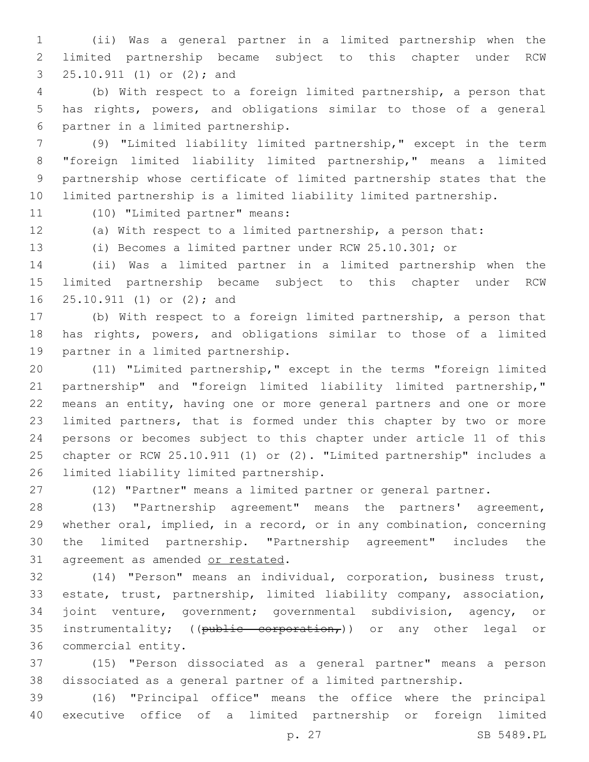(ii) Was a general partner in a limited partnership when the limited partnership became subject to this chapter under RCW 25.10.911 (1) or (2); and

(b) With respect to a foreign limited partnership, a person that has rights, powers, and obligations similar to those of a general partner in a limited partnership.

(9) "Limited liability limited partnership," except in the term "foreign limited liability limited partnership," means a limited partnership whose certificate of limited partnership states that the limited partnership is a limited liability limited partnership.

(10) "Limited partner" means:

(a) With respect to a limited partnership, a person that:

(i) Becomes a limited partner under RCW 25.10.301; or

(ii) Was a limited partner in a limited partnership when the limited partnership became subject to this chapter under RCW 25.10.911 (1) or (2); and

(b) With respect to a foreign limited partnership, a person that has rights, powers, and obligations similar to those of a limited partner in a limited partnership.

(11) "Limited partnership," except in the terms "foreign limited partnership" and "foreign limited liability limited partnership," means an entity, having one or more general partners and one or more limited partners, that is formed under this chapter by two or more persons or becomes subject to this chapter under article 11 of this chapter or RCW 25.10.911 (1) or (2). "Limited partnership" includes a limited liability limited partnership.

(12) "Partner" means a limited partner or general partner.

(13) "Partnership agreement" means the partners' agreement, whether oral, implied, in a record, or in any combination, concerning the limited partnership. "Partnership agreement" includes the agreement as amended <u>or restated</u>.

(14) "Person" means an individual, corporation, business trust, estate, trust, partnership, limited liability company, association, joint venture, government; governmental subdivision, agency, or instrumentality; ((~~public corporation,~~)) or any other legal or commercial entity.

(15) "Person dissociated as a general partner" means a person dissociated as a general partner of a limited partnership.

(16) "Principal office" means the office where the principal executive office of a limited partnership or foreign limited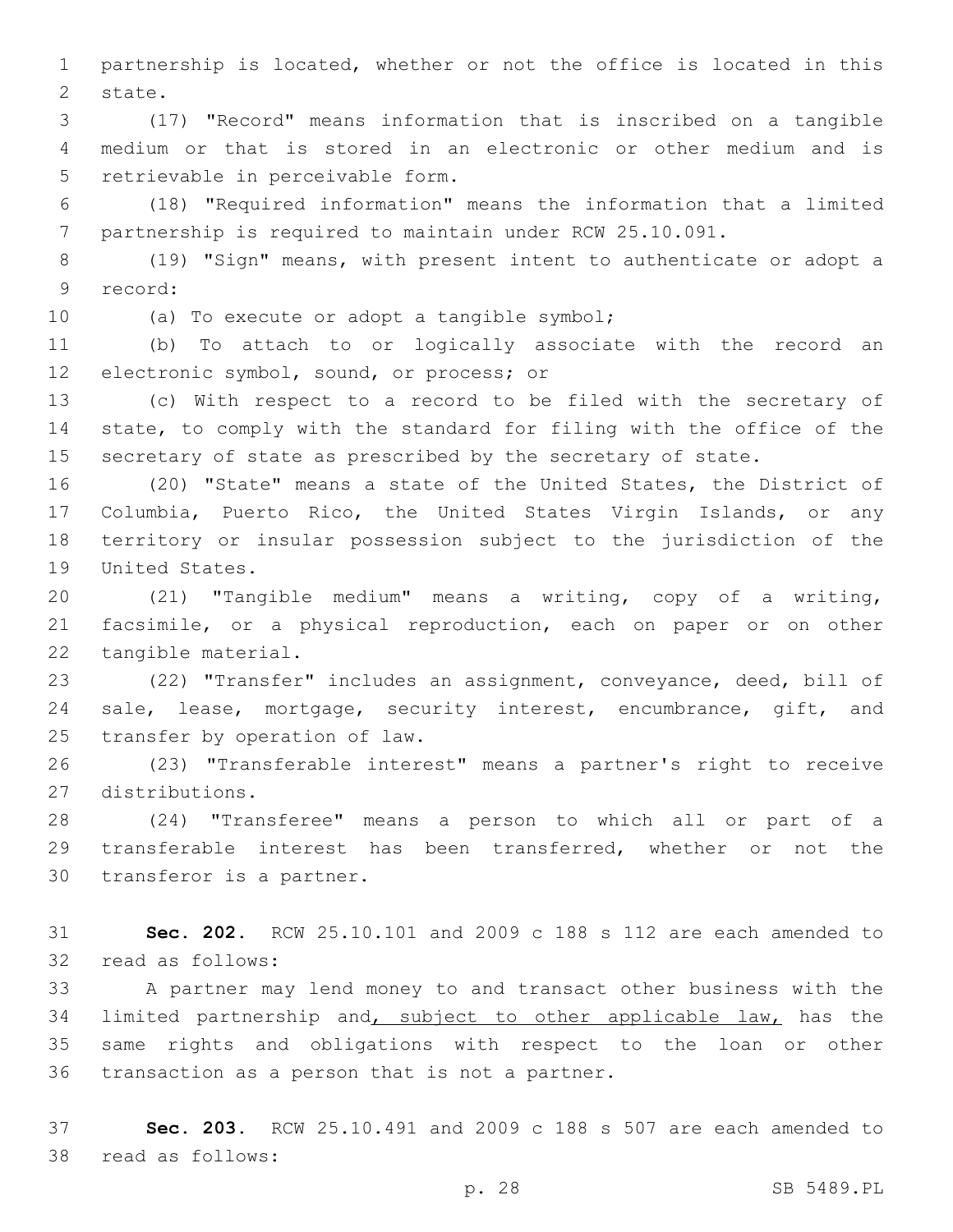partnership is located, whether or not the office is located in this state.

(17) "Record" means information that is inscribed on a tangible medium or that is stored in an electronic or other medium and is retrievable in perceivable form.

(18) "Required information" means the information that a limited partnership is required to maintain under RCW 25.10.091.

(19) "Sign" means, with present intent to authenticate or adopt a record:

(a) To execute or adopt a tangible symbol;

(b) To attach to or logically associate with the record an electronic symbol, sound, or process; or

(c) With respect to a record to be filed with the secretary of state, to comply with the standard for filing with the office of the secretary of state as prescribed by the secretary of state.

(20) "State" means a state of the United States, the District of Columbia, Puerto Rico, the United States Virgin Islands, or any territory or insular possession subject to the jurisdiction of the United States.

(21) "Tangible medium" means a writing, copy of a writing, facsimile, or a physical reproduction, each on paper or on other tangible material.

(22) "Transfer" includes an assignment, conveyance, deed, bill of sale, lease, mortgage, security interest, encumbrance, gift, and transfer by operation of law.

(23) "Transferable interest" means a partner's right to receive distributions.

(24) "Transferee" means a person to which all or part of a transferable interest has been transferred, whether or not the transferor is a partner.

**Sec. 202.** RCW 25.10.101 and 2009 c 188 s 112 are each amended to read as follows:

A partner may lend money to and transact other business with the limited partnership and<u>, subject to other applicable law,</u> has the same rights and obligations with respect to the loan or other transaction as a person that is not a partner.

**Sec. 203.** RCW 25.10.491 and 2009 c 188 s 507 are each amended to read as follows: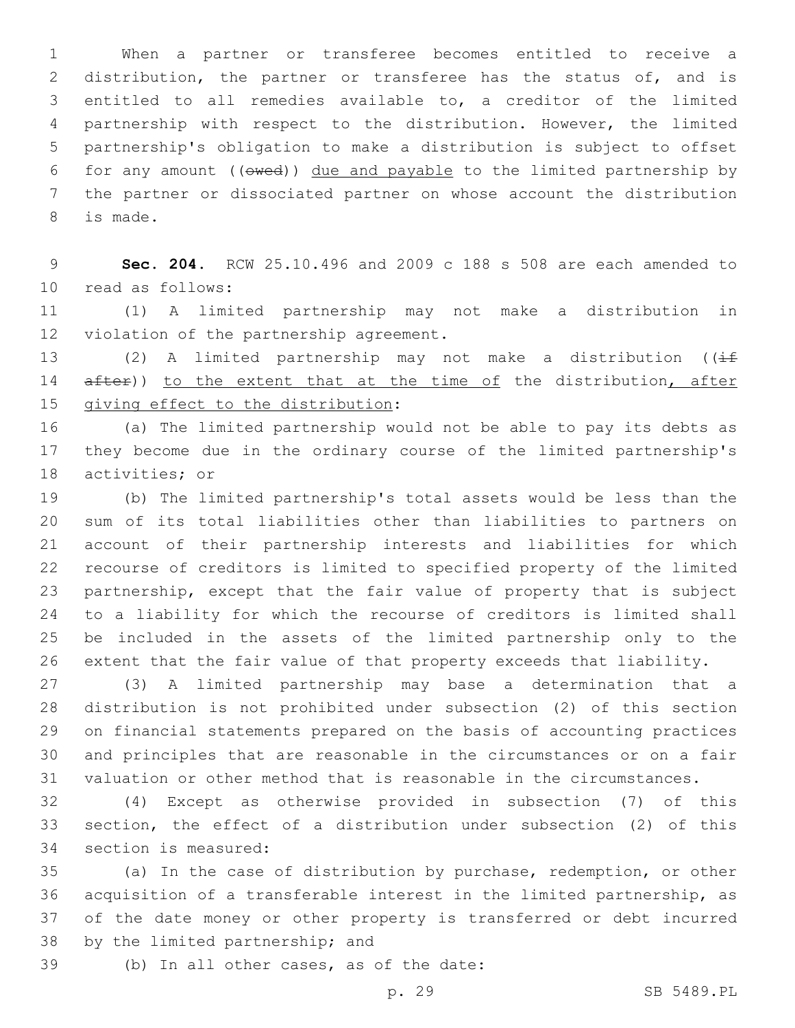When a partner or transferee becomes entitled to receive a distribution, the partner or transferee has the status of, and is entitled to all remedies available to, a creditor of the limited partnership with respect to the distribution. However, the limited partnership's obligation to make a distribution is subject to offset for any amount ((~~owed~~)) <u>due and payable</u> to the limited partnership by the partner or dissociated partner on whose account the distribution is made.

**Sec. 204.** RCW 25.10.496 and 2009 c 188 s 508 are each amended to read as follows:

(1) A limited partnership may not make a distribution in violation of the partnership agreement.

(2) A limited partnership may not make a distribution ((~~if after~~)) <u>to the extent that at the time of</u> the distribution<u>, after giving effect to the distribution</u>:

(a) The limited partnership would not be able to pay its debts as they become due in the ordinary course of the limited partnership's activities; or

(b) The limited partnership's total assets would be less than the sum of its total liabilities other than liabilities to partners on account of their partnership interests and liabilities for which recourse of creditors is limited to specified property of the limited partnership, except that the fair value of property that is subject to a liability for which the recourse of creditors is limited shall be included in the assets of the limited partnership only to the extent that the fair value of that property exceeds that liability.

(3) A limited partnership may base a determination that a distribution is not prohibited under subsection (2) of this section on financial statements prepared on the basis of accounting practices and principles that are reasonable in the circumstances or on a fair valuation or other method that is reasonable in the circumstances.

(4) Except as otherwise provided in subsection (7) of this section, the effect of a distribution under subsection (2) of this section is measured:

(a) In the case of distribution by purchase, redemption, or other acquisition of a transferable interest in the limited partnership, as of the date money or other property is transferred or debt incurred by the limited partnership; and

(b) In all other cases, as of the date: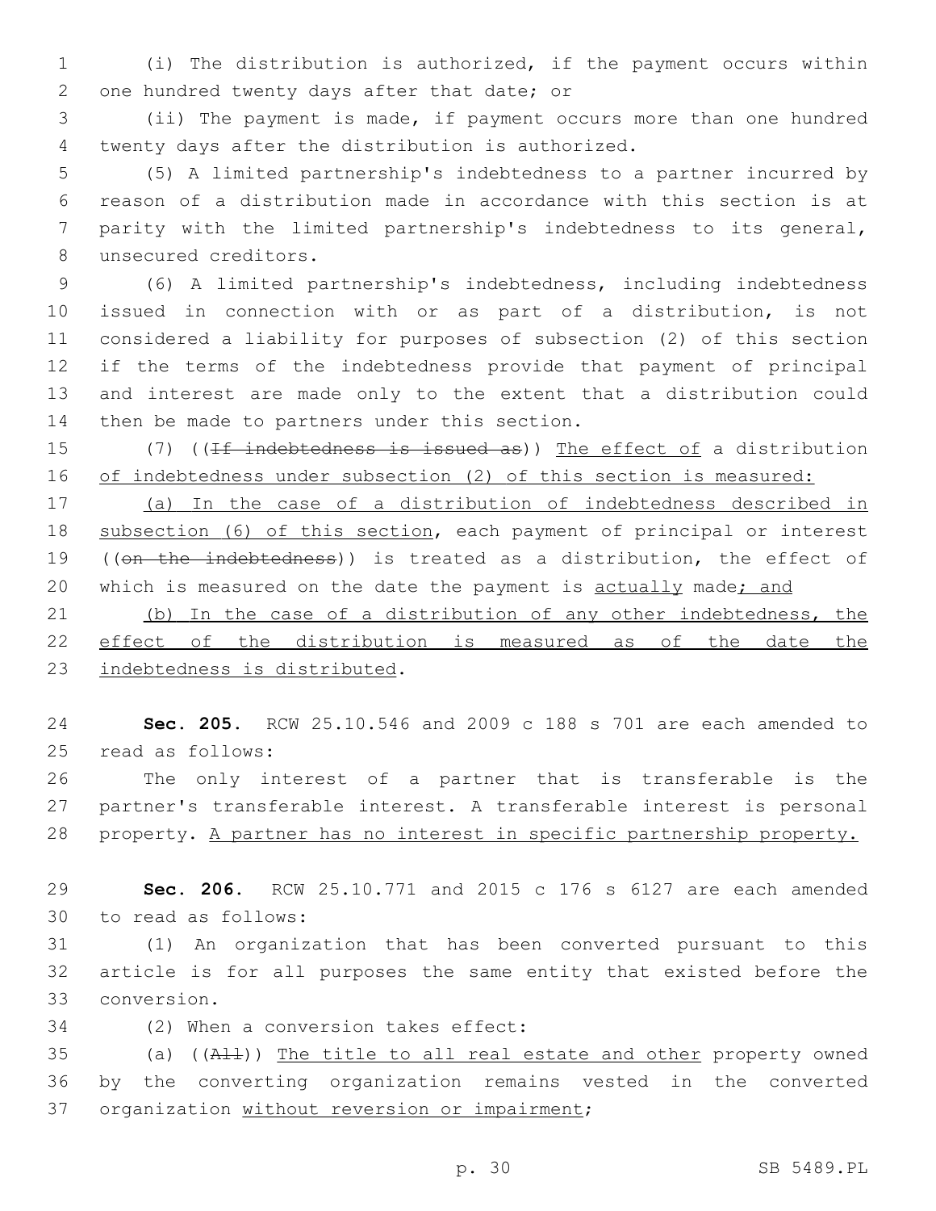(i) The distribution is authorized, if the payment occurs within one hundred twenty days after that date; or

(ii) The payment is made, if payment occurs more than one hundred twenty days after the distribution is authorized.

(5) A limited partnership's indebtedness to a partner incurred by reason of a distribution made in accordance with this section is at parity with the limited partnership's indebtedness to its general, unsecured creditors.

(6) A limited partnership's indebtedness, including indebtedness issued in connection with or as part of a distribution, is not considered a liability for purposes of subsection (2) of this section if the terms of the indebtedness provide that payment of principal and interest are made only to the extent that a distribution could then be made to partners under this section.

(7) ((~~If indebtedness is issued as~~)) The effect of a distribution of indebtedness under subsection (2) of this section is measured:

(a) In the case of a distribution of indebtedness described in subsection (6) of this section, each payment of principal or interest ((~~on the indebtedness~~)) is treated as a distribution, the effect of which is measured on the date the payment is actually made; and

(b) In the case of a distribution of any other indebtedness, the effect of the distribution is measured as of the date the indebtedness is distributed.

**Sec. 205.** RCW 25.10.546 and 2009 c 188 s 701 are each amended to read as follows:

The only interest of a partner that is transferable is the partner's transferable interest. A transferable interest is personal property. A partner has no interest in specific partnership property.

**Sec. 206.** RCW 25.10.771 and 2015 c 176 s 6127 are each amended to read as follows:

(1) An organization that has been converted pursuant to this article is for all purposes the same entity that existed before the conversion.

(2) When a conversion takes effect:

(a) ((~~All~~)) The title to all real estate and other property owned by the converting organization remains vested in the converted organization without reversion or impairment;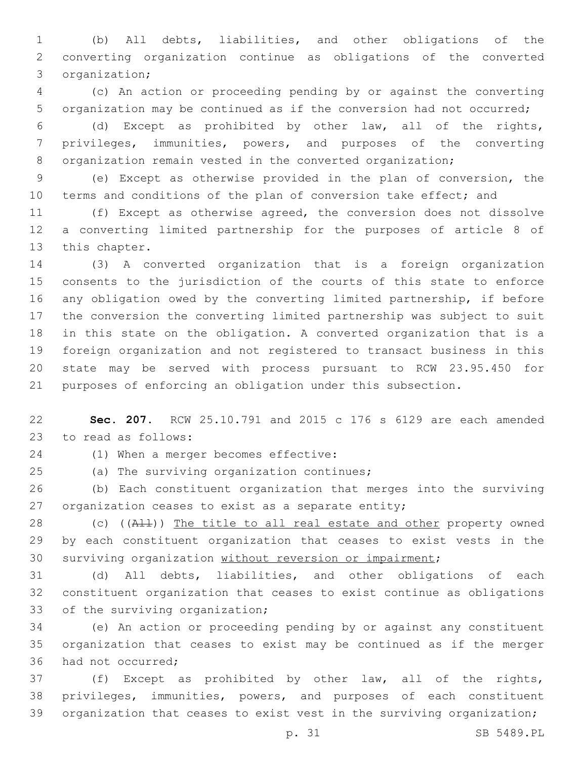(b) All debts, liabilities, and other obligations of the converting organization continue as obligations of the converted organization;

(c) An action or proceeding pending by or against the converting organization may be continued as if the conversion had not occurred;

(d) Except as prohibited by other law, all of the rights, privileges, immunities, powers, and purposes of the converting organization remain vested in the converted organization;

(e) Except as otherwise provided in the plan of conversion, the terms and conditions of the plan of conversion take effect; and

(f) Except as otherwise agreed, the conversion does not dissolve a converting limited partnership for the purposes of article 8 of this chapter.

(3) A converted organization that is a foreign organization consents to the jurisdiction of the courts of this state to enforce any obligation owed by the converting limited partnership, if before the conversion the converting limited partnership was subject to suit in this state on the obligation. A converted organization that is a foreign organization and not registered to transact business in this state may be served with process pursuant to RCW 23.95.450 for purposes of enforcing an obligation under this subsection.

**Sec. 207.** RCW 25.10.791 and 2015 c 176 s 6129 are each amended to read as follows:

(1) When a merger becomes effective:

(a) The surviving organization continues;

(b) Each constituent organization that merges into the surviving organization ceases to exist as a separate entity;

(c) ((~~All~~)) <u>The title to all real estate and other</u> property owned by each constituent organization that ceases to exist vests in the surviving organization <u>without reversion or impairment</u>;

(d) All debts, liabilities, and other obligations of each constituent organization that ceases to exist continue as obligations of the surviving organization;

(e) An action or proceeding pending by or against any constituent organization that ceases to exist may be continued as if the merger had not occurred;

(f) Except as prohibited by other law, all of the rights, privileges, immunities, powers, and purposes of each constituent organization that ceases to exist vest in the surviving organization;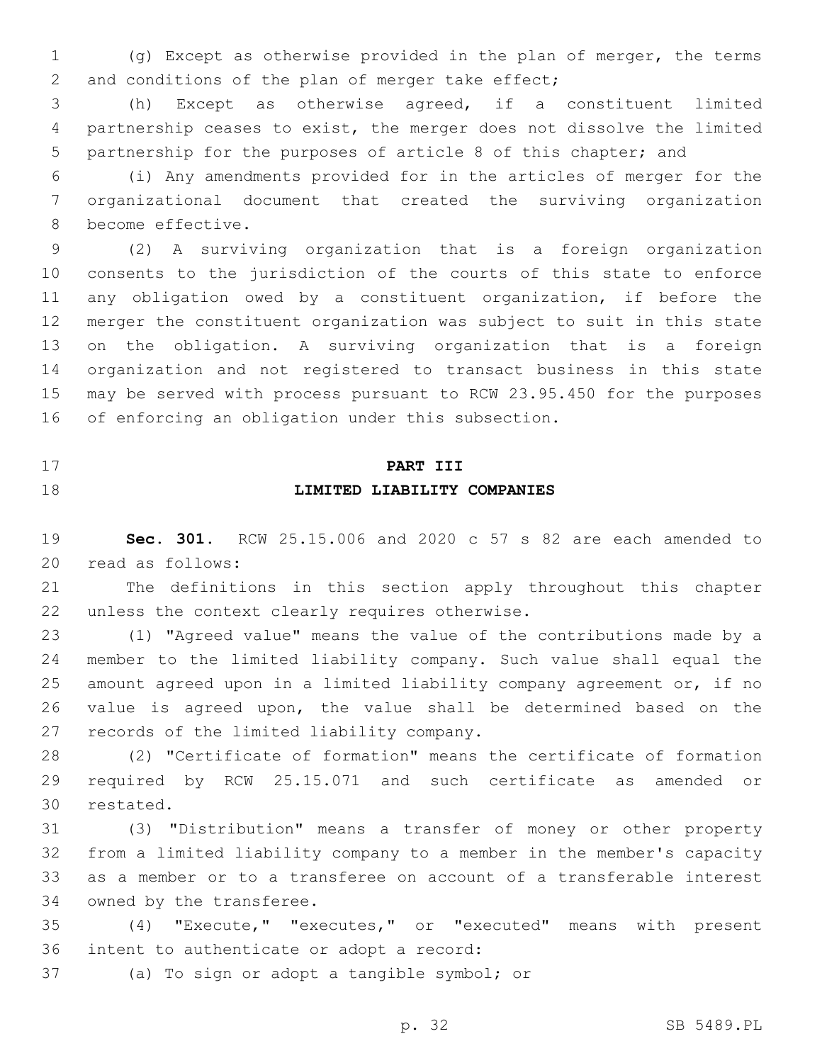(g) Except as otherwise provided in the plan of merger, the terms and conditions of the plan of merger take effect;

(h) Except as otherwise agreed, if a constituent limited partnership ceases to exist, the merger does not dissolve the limited partnership for the purposes of article 8 of this chapter; and

(i) Any amendments provided for in the articles of merger for the organizational document that created the surviving organization become effective.

(2) A surviving organization that is a foreign organization consents to the jurisdiction of the courts of this state to enforce any obligation owed by a constituent organization, if before the merger the constituent organization was subject to suit in this state on the obligation. A surviving organization that is a foreign organization and not registered to transact business in this state may be served with process pursuant to RCW 23.95.450 for the purposes of enforcing an obligation under this subsection.

## PART III
## LIMITED LIABILITY COMPANIES

**Sec. 301.** RCW 25.15.006 and 2020 c 57 s 82 are each amended to read as follows:

The definitions in this section apply throughout this chapter unless the context clearly requires otherwise.

(1) "Agreed value" means the value of the contributions made by a member to the limited liability company. Such value shall equal the amount agreed upon in a limited liability company agreement or, if no value is agreed upon, the value shall be determined based on the records of the limited liability company.

(2) "Certificate of formation" means the certificate of formation required by RCW 25.15.071 and such certificate as amended or restated.

(3) "Distribution" means a transfer of money or other property from a limited liability company to a member in the member's capacity as a member or to a transferee on account of a transferable interest owned by the transferee.

(4) "Execute," "executes," or "executed" means with present intent to authenticate or adopt a record:

(a) To sign or adopt a tangible symbol; or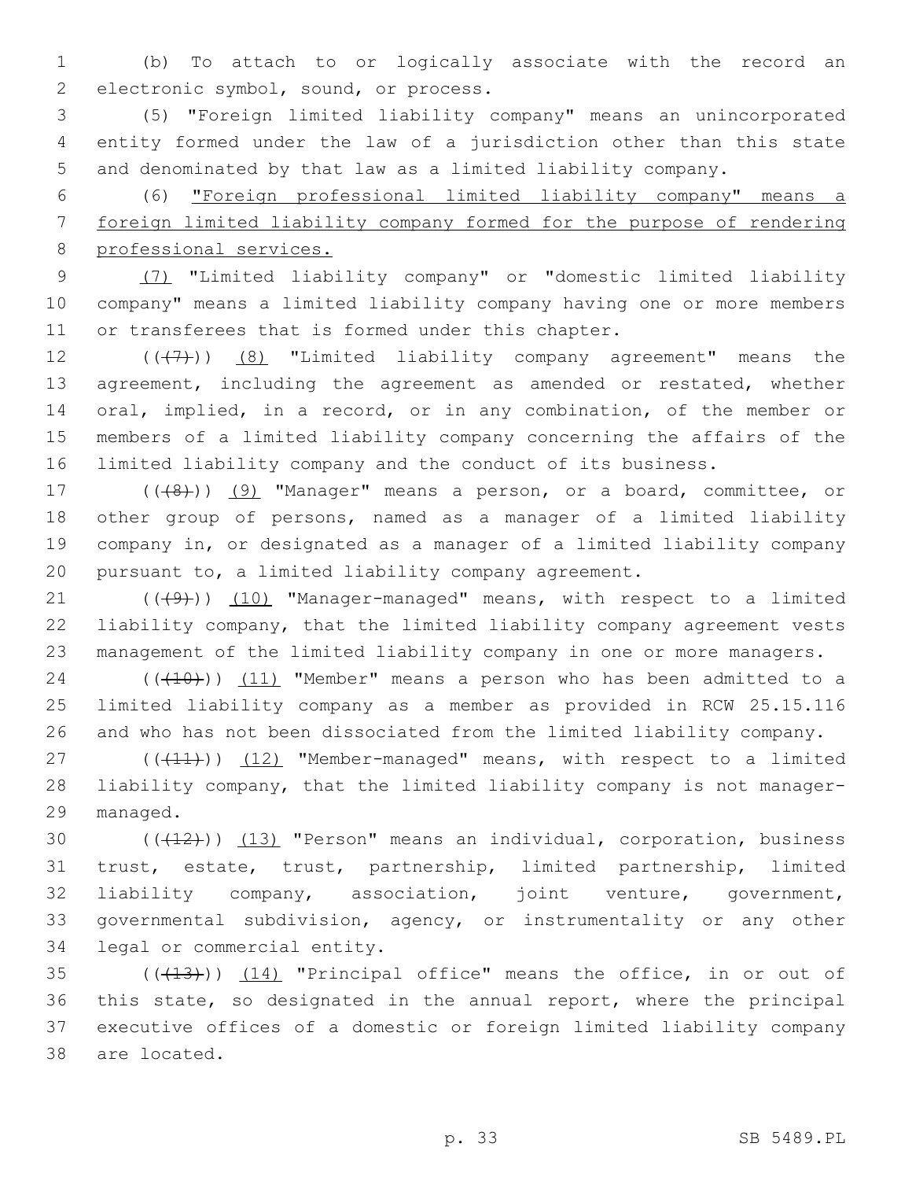(b) To attach to or logically associate with the record an electronic symbol, sound, or process.

(5) "Foreign limited liability company" means an unincorporated entity formed under the law of a jurisdiction other than this state and denominated by that law as a limited liability company.

(6) "Foreign professional limited liability company" means a foreign limited liability company formed for the purpose of rendering professional services.

(7) "Limited liability company" or "domestic limited liability company" means a limited liability company having one or more members or transferees that is formed under this chapter.

(((7))) (8) "Limited liability company agreement" means the agreement, including the agreement as amended or restated, whether oral, implied, in a record, or in any combination, of the member or members of a limited liability company concerning the affairs of the limited liability company and the conduct of its business.

(((8))) (9) "Manager" means a person, or a board, committee, or other group of persons, named as a manager of a limited liability company in, or designated as a manager of a limited liability company pursuant to, a limited liability company agreement.

(((9))) (10) "Manager-managed" means, with respect to a limited liability company, that the limited liability company agreement vests management of the limited liability company in one or more managers.

(((10))) (11) "Member" means a person who has been admitted to a limited liability company as a member as provided in RCW 25.15.116 and who has not been dissociated from the limited liability company.

(((11))) (12) "Member-managed" means, with respect to a limited liability company, that the limited liability company is not manager-managed.

(((12))) (13) "Person" means an individual, corporation, business trust, estate, trust, partnership, limited partnership, limited liability company, association, joint venture, government, governmental subdivision, agency, or instrumentality or any other legal or commercial entity.

(((13))) (14) "Principal office" means the office, in or out of this state, so designated in the annual report, where the principal executive offices of a domestic or foreign limited liability company are located.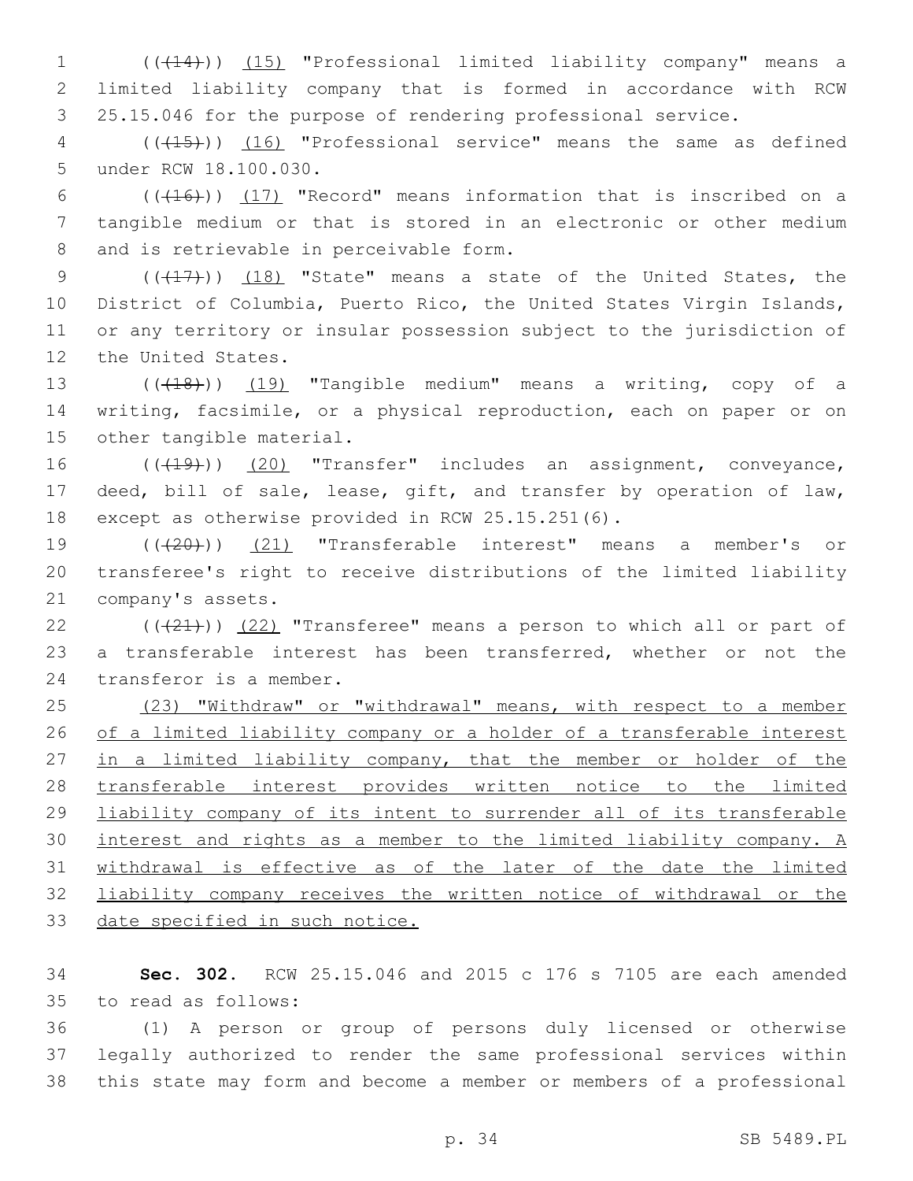(((14))) (15) "Professional limited liability company" means a limited liability company that is formed in accordance with RCW 25.15.046 for the purpose of rendering professional service.

(((15))) (16) "Professional service" means the same as defined under RCW 18.100.030.

(((16))) (17) "Record" means information that is inscribed on a tangible medium or that is stored in an electronic or other medium and is retrievable in perceivable form.

(((17))) (18) "State" means a state of the United States, the District of Columbia, Puerto Rico, the United States Virgin Islands, or any territory or insular possession subject to the jurisdiction of the United States.

(((18))) (19) "Tangible medium" means a writing, copy of a writing, facsimile, or a physical reproduction, each on paper or on other tangible material.

(((19))) (20) "Transfer" includes an assignment, conveyance, deed, bill of sale, lease, gift, and transfer by operation of law, except as otherwise provided in RCW 25.15.251(6).

(((20))) (21) "Transferable interest" means a member's or transferee's right to receive distributions of the limited liability company's assets.

(((21))) (22) "Transferee" means a person to which all or part of a transferable interest has been transferred, whether or not the transferor is a member.

(23) "Withdraw" or "withdrawal" means, with respect to a member of a limited liability company or a holder of a transferable interest in a limited liability company, that the member or holder of the transferable interest provides written notice to the limited liability company of its intent to surrender all of its transferable interest and rights as a member to the limited liability company. A withdrawal is effective as of the later of the date the limited liability company receives the written notice of withdrawal or the date specified in such notice.

**Sec. 302.** RCW 25.15.046 and 2015 c 176 s 7105 are each amended to read as follows:

(1) A person or group of persons duly licensed or otherwise legally authorized to render the same professional services within this state may form and become a member or members of a professional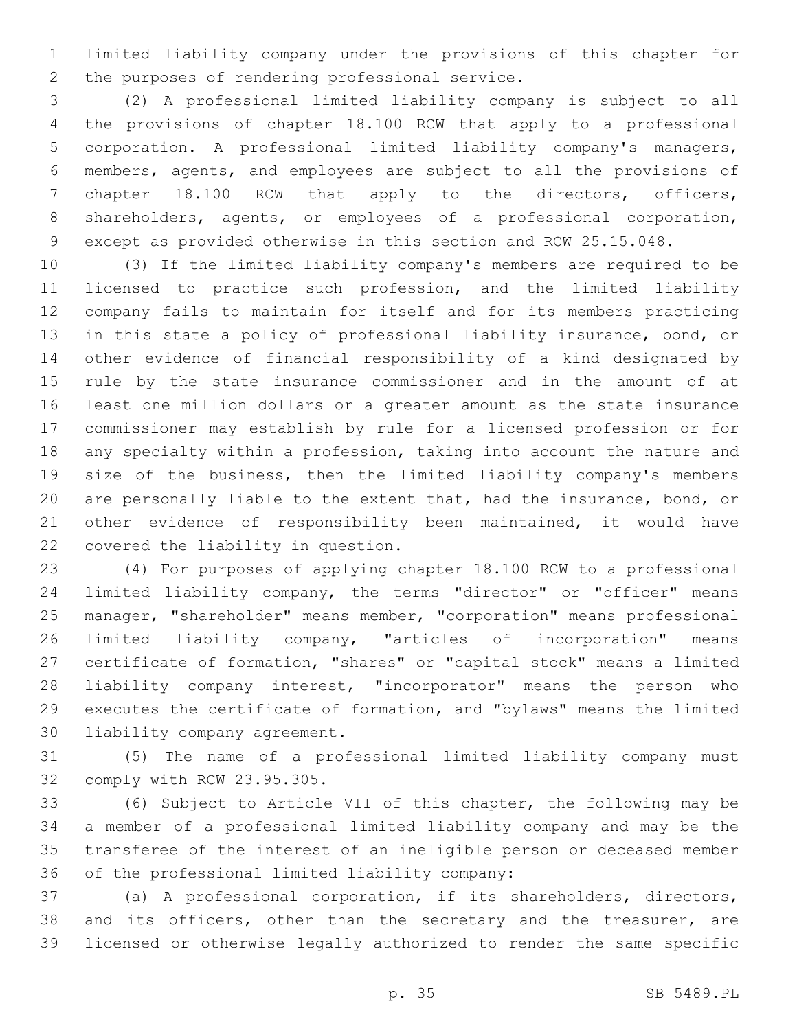limited liability company under the provisions of this chapter for the purposes of rendering professional service.

(2) A professional limited liability company is subject to all the provisions of chapter 18.100 RCW that apply to a professional corporation. A professional limited liability company's managers, members, agents, and employees are subject to all the provisions of chapter 18.100 RCW that apply to the directors, officers, shareholders, agents, or employees of a professional corporation, except as provided otherwise in this section and RCW 25.15.048.

(3) If the limited liability company's members are required to be licensed to practice such profession, and the limited liability company fails to maintain for itself and for its members practicing in this state a policy of professional liability insurance, bond, or other evidence of financial responsibility of a kind designated by rule by the state insurance commissioner and in the amount of at least one million dollars or a greater amount as the state insurance commissioner may establish by rule for a licensed profession or for any specialty within a profession, taking into account the nature and size of the business, then the limited liability company's members are personally liable to the extent that, had the insurance, bond, or other evidence of responsibility been maintained, it would have covered the liability in question.

(4) For purposes of applying chapter 18.100 RCW to a professional limited liability company, the terms "director" or "officer" means manager, "shareholder" means member, "corporation" means professional limited liability company, "articles of incorporation" means certificate of formation, "shares" or "capital stock" means a limited liability company interest, "incorporator" means the person who executes the certificate of formation, and "bylaws" means the limited liability company agreement.

(5) The name of a professional limited liability company must comply with RCW 23.95.305.

(6) Subject to Article VII of this chapter, the following may be a member of a professional limited liability company and may be the transferee of the interest of an ineligible person or deceased member of the professional limited liability company:

(a) A professional corporation, if its shareholders, directors, and its officers, other than the secretary and the treasurer, are licensed or otherwise legally authorized to render the same specific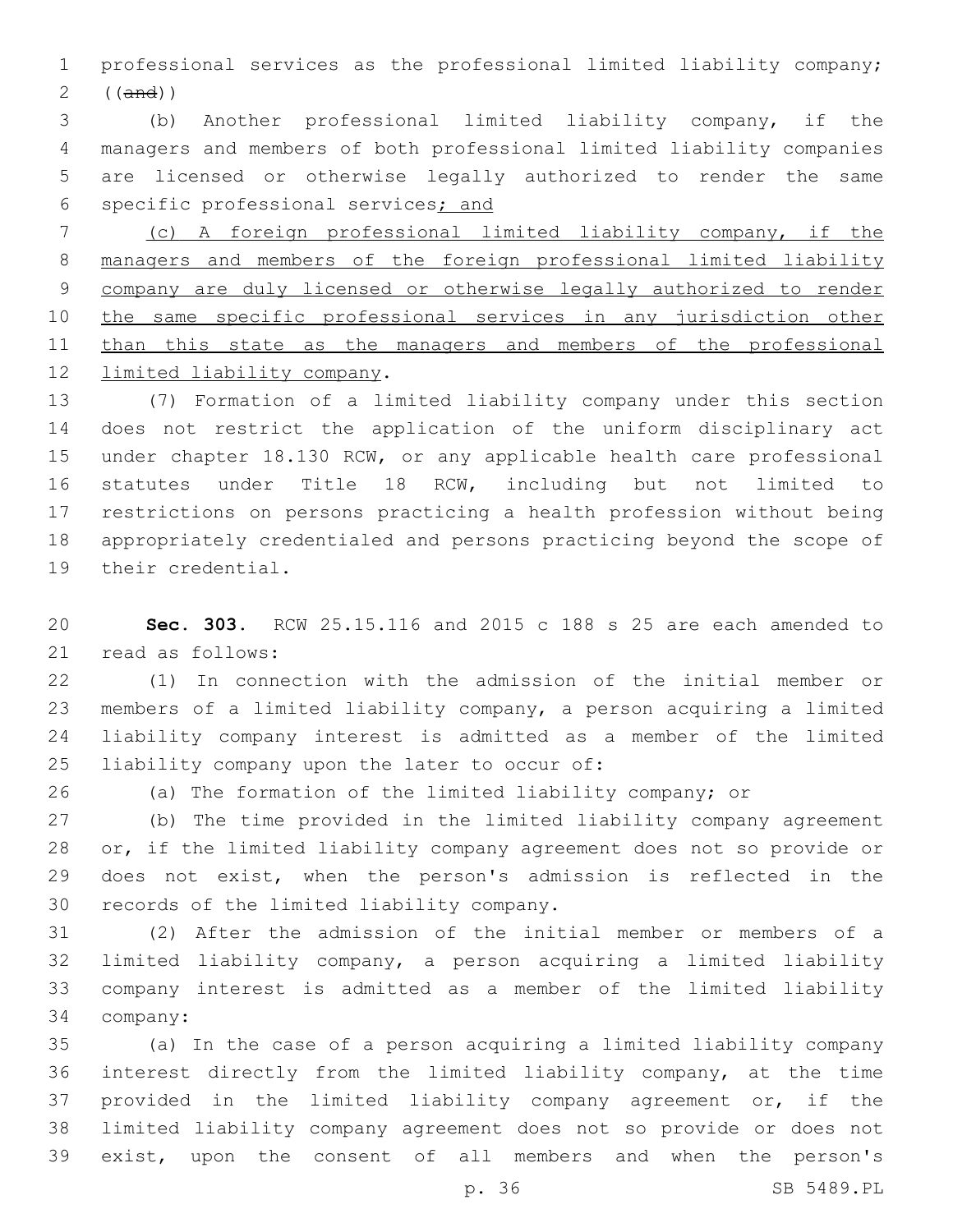professional services as the professional limited liability company; ((~~and~~))

(b) Another professional limited liability company, if the managers and members of both professional limited liability companies are licensed or otherwise legally authorized to render the same specific professional services<u>; and</u>

<u>(c) A foreign professional limited liability company, if the managers and members of the foreign professional limited liability company are duly licensed or otherwise legally authorized to render the same specific professional services in any jurisdiction other than this state as the managers and members of the professional limited liability company</u>.

(7) Formation of a limited liability company under this section does not restrict the application of the uniform disciplinary act under chapter 18.130 RCW, or any applicable health care professional statutes under Title 18 RCW, including but not limited to restrictions on persons practicing a health profession without being appropriately credentialed and persons practicing beyond the scope of their credential.

**Sec. 303.** RCW 25.15.116 and 2015 c 188 s 25 are each amended to read as follows:

(1) In connection with the admission of the initial member or members of a limited liability company, a person acquiring a limited liability company interest is admitted as a member of the limited liability company upon the later to occur of:

(a) The formation of the limited liability company; or

(b) The time provided in the limited liability company agreement or, if the limited liability company agreement does not so provide or does not exist, when the person's admission is reflected in the records of the limited liability company.

(2) After the admission of the initial member or members of a limited liability company, a person acquiring a limited liability company interest is admitted as a member of the limited liability company:

(a) In the case of a person acquiring a limited liability company interest directly from the limited liability company, at the time provided in the limited liability company agreement or, if the limited liability company agreement does not so provide or does not exist, upon the consent of all members and when the person's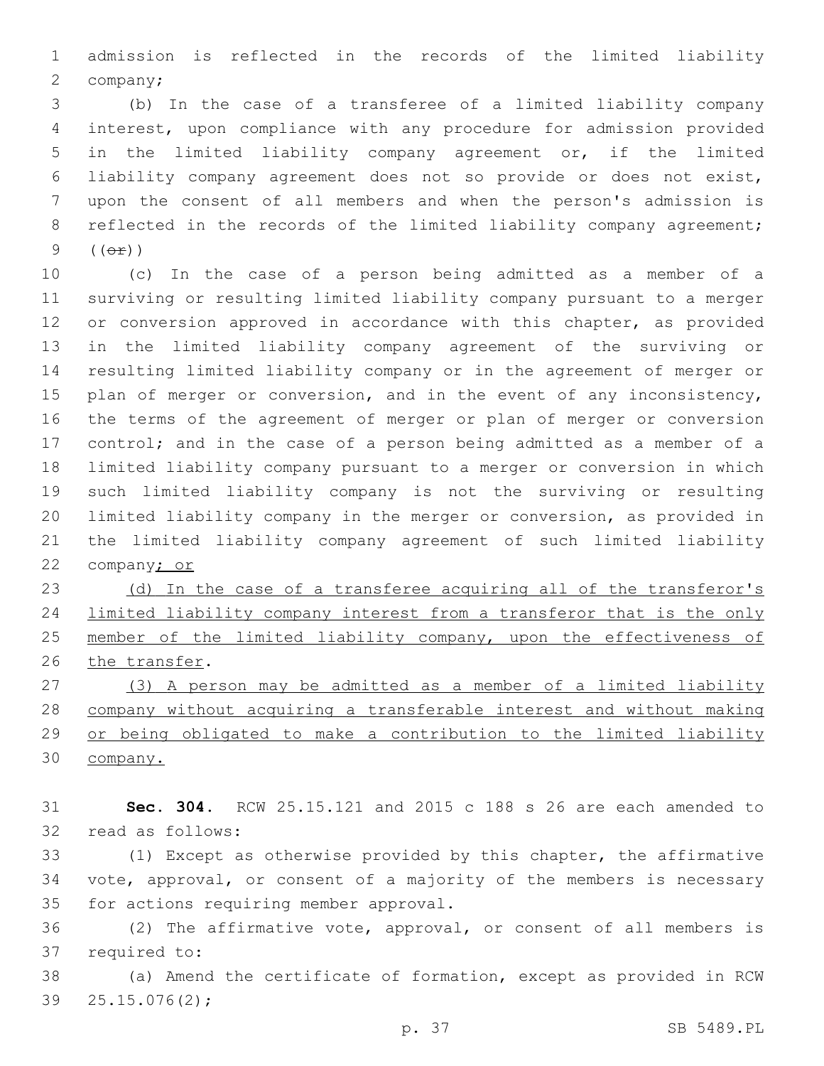admission is reflected in the records of the limited liability company;

(b) In the case of a transferee of a limited liability company interest, upon compliance with any procedure for admission provided in the limited liability company agreement or, if the limited liability company agreement does not so provide or does not exist, upon the consent of all members and when the person's admission is reflected in the records of the limited liability company agreement; ((~~or~~))

(c) In the case of a person being admitted as a member of a surviving or resulting limited liability company pursuant to a merger or conversion approved in accordance with this chapter, as provided in the limited liability company agreement of the surviving or resulting limited liability company or in the agreement of merger or plan of merger or conversion, and in the event of any inconsistency, the terms of the agreement of merger or plan of merger or conversion control; and in the case of a person being admitted as a member of a limited liability company pursuant to a merger or conversion in which such limited liability company is not the surviving or resulting limited liability company in the merger or conversion, as provided in the limited liability company agreement of such limited liability company; or

(d) In the case of a transferee acquiring all of the transferor's limited liability company interest from a transferor that is the only member of the limited liability company, upon the effectiveness of the transfer.

(3) A person may be admitted as a member of a limited liability company without acquiring a transferable interest and without making or being obligated to make a contribution to the limited liability company.

**Sec. 304.** RCW 25.15.121 and 2015 c 188 s 26 are each amended to read as follows:

(1) Except as otherwise provided by this chapter, the affirmative vote, approval, or consent of a majority of the members is necessary for actions requiring member approval.

(2) The affirmative vote, approval, or consent of all members is required to:

(a) Amend the certificate of formation, except as provided in RCW 25.15.076(2);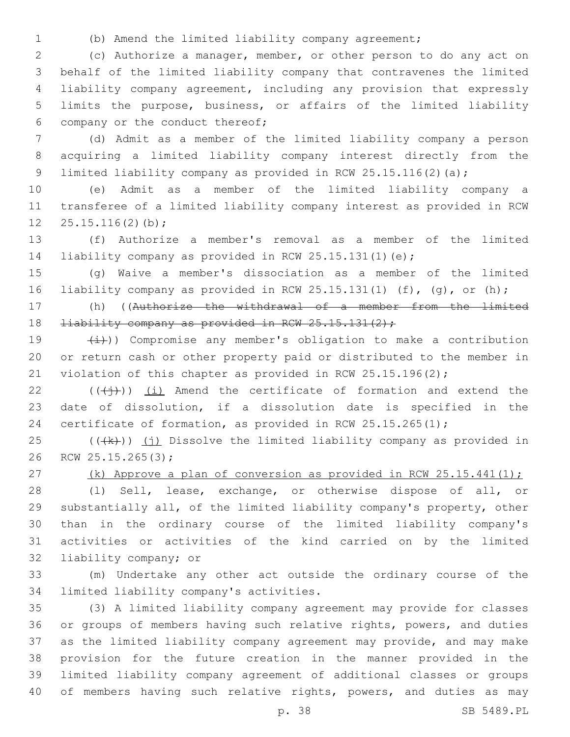(b) Amend the limited liability company agreement;

(c) Authorize a manager, member, or other person to do any act on behalf of the limited liability company that contravenes the limited liability company agreement, including any provision that expressly limits the purpose, business, or affairs of the limited liability company or the conduct thereof;

(d) Admit as a member of the limited liability company a person acquiring a limited liability company interest directly from the limited liability company as provided in RCW 25.15.116(2)(a);

(e) Admit as a member of the limited liability company a transferee of a limited liability company interest as provided in RCW 25.15.116(2)(b);

(f) Authorize a member's removal as a member of the limited liability company as provided in RCW 25.15.131(1)(e);

(g) Waive a member's dissociation as a member of the limited liability company as provided in RCW 25.15.131(1) (f), (g), or (h);

(h) ((~~Authorize the withdrawal of a member from the limited liability company as provided in RCW 25.15.131(2);~~

~~(i)~~)) Compromise any member's obligation to make a contribution or return cash or other property paid or distributed to the member in violation of this chapter as provided in RCW 25.15.196(2);

((~~(j)~~)) <u>(i)</u> Amend the certificate of formation and extend the date of dissolution, if a dissolution date is specified in the certificate of formation, as provided in RCW 25.15.265(1);

((~~(k)~~)) <u>(j)</u> Dissolve the limited liability company as provided in RCW 25.15.265(3);

<u>(k) Approve a plan of conversion as provided in RCW 25.15.441(1);</u>

(l) Sell, lease, exchange, or otherwise dispose of all, or substantially all, of the limited liability company's property, other than in the ordinary course of the limited liability company's activities or activities of the kind carried on by the limited liability company; or

(m) Undertake any other act outside the ordinary course of the limited liability company's activities.

(3) A limited liability company agreement may provide for classes or groups of members having such relative rights, powers, and duties as the limited liability company agreement may provide, and may make provision for the future creation in the manner provided in the limited liability company agreement of additional classes or groups of members having such relative rights, powers, and duties as may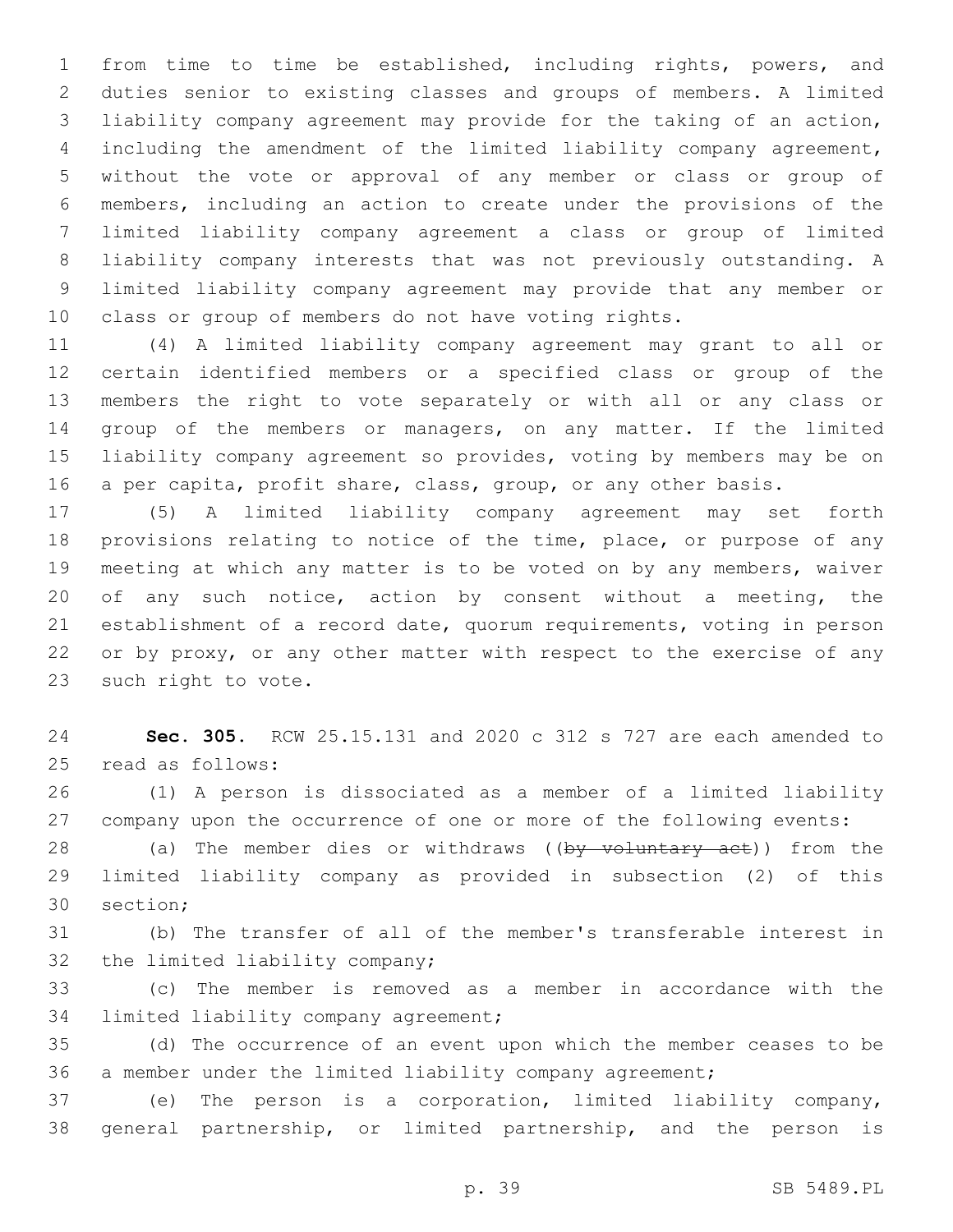from time to time be established, including rights, powers, and duties senior to existing classes and groups of members. A limited liability company agreement may provide for the taking of an action, including the amendment of the limited liability company agreement, without the vote or approval of any member or class or group of members, including an action to create under the provisions of the limited liability company agreement a class or group of limited liability company interests that was not previously outstanding. A limited liability company agreement may provide that any member or class or group of members do not have voting rights.

(4) A limited liability company agreement may grant to all or certain identified members or a specified class or group of the members the right to vote separately or with all or any class or group of the members or managers, on any matter. If the limited liability company agreement so provides, voting by members may be on a per capita, profit share, class, group, or any other basis.

(5) A limited liability company agreement may set forth provisions relating to notice of the time, place, or purpose of any meeting at which any matter is to be voted on by any members, waiver of any such notice, action by consent without a meeting, the establishment of a record date, quorum requirements, voting in person or by proxy, or any other matter with respect to the exercise of any such right to vote.

**Sec. 305.** RCW 25.15.131 and 2020 c 312 s 727 are each amended to read as follows:

(1) A person is dissociated as a member of a limited liability company upon the occurrence of one or more of the following events:

(a) The member dies or withdraws ((~~by voluntary act~~)) from the limited liability company as provided in subsection (2) of this section;

(b) The transfer of all of the member's transferable interest in the limited liability company;

(c) The member is removed as a member in accordance with the limited liability company agreement;

(d) The occurrence of an event upon which the member ceases to be a member under the limited liability company agreement;

(e) The person is a corporation, limited liability company, general partnership, or limited partnership, and the person is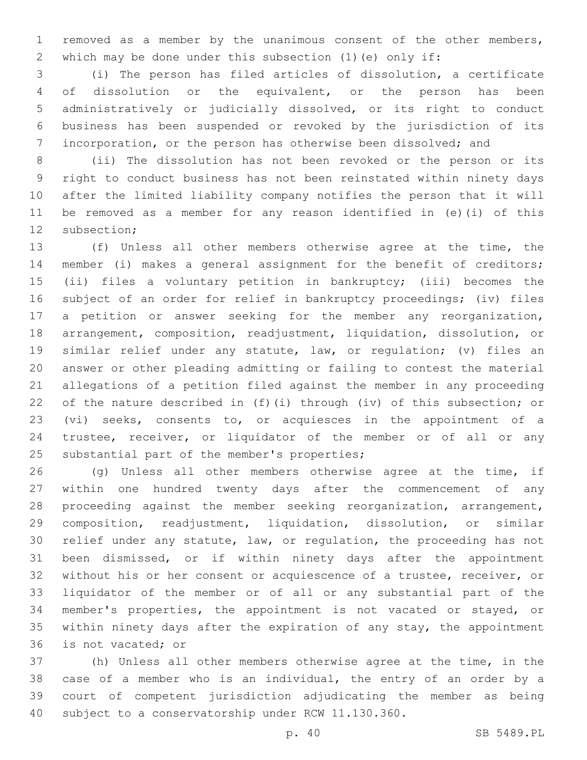removed as a member by the unanimous consent of the other members, which may be done under this subsection (1)(e) only if:

(i) The person has filed articles of dissolution, a certificate of dissolution or the equivalent, or the person has been administratively or judicially dissolved, or its right to conduct business has been suspended or revoked by the jurisdiction of its incorporation, or the person has otherwise been dissolved; and

(ii) The dissolution has not been revoked or the person or its right to conduct business has not been reinstated within ninety days after the limited liability company notifies the person that it will be removed as a member for any reason identified in (e)(i) of this subsection;

(f) Unless all other members otherwise agree at the time, the member (i) makes a general assignment for the benefit of creditors; (ii) files a voluntary petition in bankruptcy; (iii) becomes the subject of an order for relief in bankruptcy proceedings; (iv) files a petition or answer seeking for the member any reorganization, arrangement, composition, readjustment, liquidation, dissolution, or similar relief under any statute, law, or regulation; (v) files an answer or other pleading admitting or failing to contest the material allegations of a petition filed against the member in any proceeding of the nature described in (f)(i) through (iv) of this subsection; or (vi) seeks, consents to, or acquiesces in the appointment of a trustee, receiver, or liquidator of the member or of all or any substantial part of the member's properties;

(g) Unless all other members otherwise agree at the time, if within one hundred twenty days after the commencement of any proceeding against the member seeking reorganization, arrangement, composition, readjustment, liquidation, dissolution, or similar relief under any statute, law, or regulation, the proceeding has not been dismissed, or if within ninety days after the appointment without his or her consent or acquiescence of a trustee, receiver, or liquidator of the member or of all or any substantial part of the member's properties, the appointment is not vacated or stayed, or within ninety days after the expiration of any stay, the appointment is not vacated; or

(h) Unless all other members otherwise agree at the time, in the case of a member who is an individual, the entry of an order by a court of competent jurisdiction adjudicating the member as being subject to a conservatorship under RCW 11.130.360.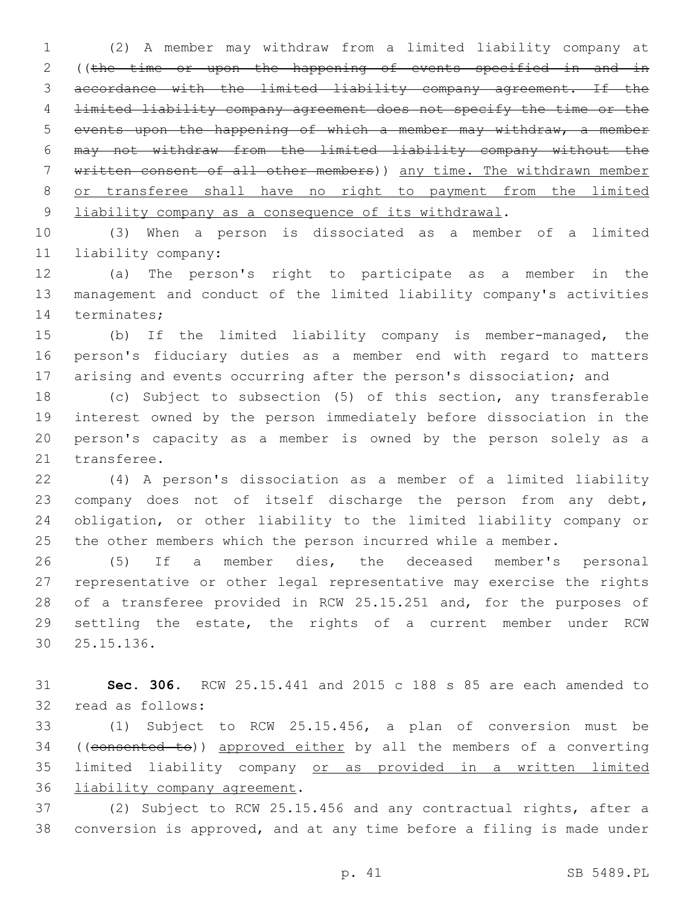(2) A member may withdraw from a limited liability company at ((~~the time or upon the happening of events specified in and in accordance with the limited liability company agreement. If the limited liability company agreement does not specify the time or the events upon the happening of which a member may withdraw, a member may not withdraw from the limited liability company without the written consent of all other members~~)) <u>any time. The withdrawn member or transferee shall have no right to payment from the limited liability company as a consequence of its withdrawal</u>.

(3) When a person is dissociated as a member of a limited liability company:

(a) The person's right to participate as a member in the management and conduct of the limited liability company's activities terminates;

(b) If the limited liability company is member-managed, the person's fiduciary duties as a member end with regard to matters arising and events occurring after the person's dissociation; and

(c) Subject to subsection (5) of this section, any transferable interest owned by the person immediately before dissociation in the person's capacity as a member is owned by the person solely as a transferee.

(4) A person's dissociation as a member of a limited liability company does not of itself discharge the person from any debt, obligation, or other liability to the limited liability company or the other members which the person incurred while a member.

(5) If a member dies, the deceased member's personal representative or other legal representative may exercise the rights of a transferee provided in RCW 25.15.251 and, for the purposes of settling the estate, the rights of a current member under RCW 25.15.136.

**Sec. 306.** RCW 25.15.441 and 2015 c 188 s 85 are each amended to read as follows:

(1) Subject to RCW 25.15.456, a plan of conversion must be ((~~consented to~~)) <u>approved either</u> by all the members of a converting limited liability company <u>or as provided in a written limited liability company agreement</u>.

(2) Subject to RCW 25.15.456 and any contractual rights, after a conversion is approved, and at any time before a filing is made under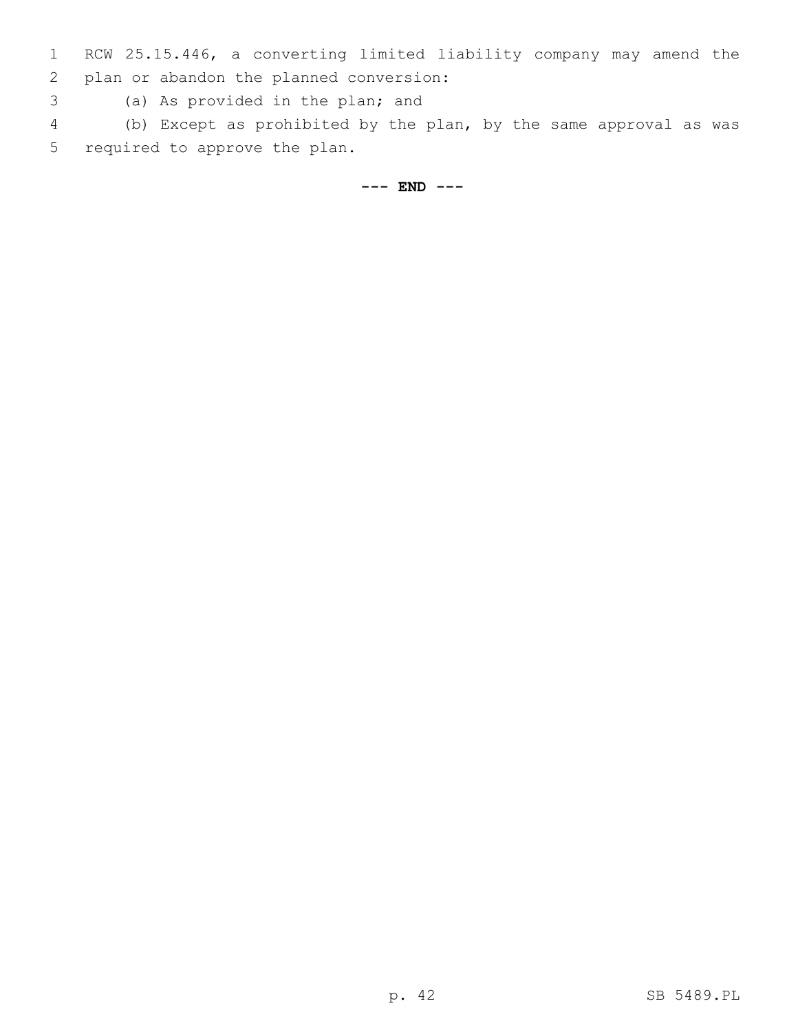RCW 25.15.446, a converting limited liability company may amend the plan or abandon the planned conversion:

(a) As provided in the plan; and

(b) Except as prohibited by the plan, by the same approval as was required to approve the plan.

**--- END ---**